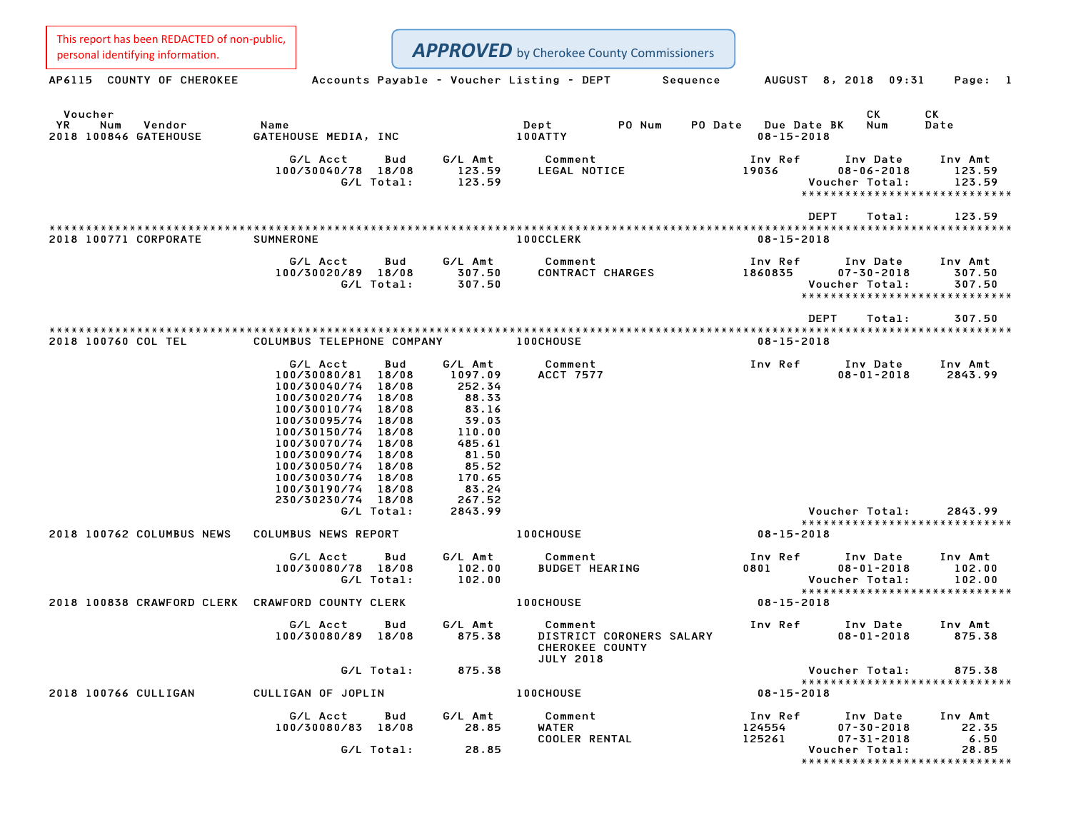This report has been REDACTED of non-public, personal identifying information.

**APPROVED** by Cherokee County Commissioners

AP6115 COUNTY OF CHEROKEE — Accounts Payable - Voucher Listing - DEPT — Sequence — AUGUST 8, 2018 09:31

| Voucher YR | Num | Vendor | Name | Dept | PO Num | PO Date | Due Date | BK | CK Num | CK Date |
|---|---|---|---|---|---|---|---|---|---|---|
| 2018 | 100846 | GATEHOUSE | GATEHOUSE MEDIA, INC | 100ATTY | | | 08-15-2018 | | | |

| G/L Acct | Bud | G/L Amt | Comment | Inv Ref | Inv Date | Inv Amt |
|---|---|---|---|---|---|---|
| 100/30040/78 | 18/08 | 123.59 | LEGAL NOTICE | 19036 | 08-06-2018 | 123.59 |
| | G/L Total: | 123.59 | | | Voucher Total: | 123.59 |

DEPT Total: 123.59

| Voucher YR | Num | Vendor | Name | Dept | Due Date |
|---|---|---|---|---|---|
| 2018 | 100771 | CORPORATE | SUMNERONE | 100CCLERK | 08-15-2018 |

| G/L Acct | Bud | G/L Amt | Comment | Inv Ref | Inv Date | Inv Amt |
|---|---|---|---|---|---|---|
| 100/30020/89 | 18/08 | 307.50 | CONTRACT CHARGES | 1860835 | 07-30-2018 | 307.50 |
| | G/L Total: | 307.50 | | | Voucher Total: | 307.50 |

DEPT Total: 307.50

| Voucher YR | Num | Vendor | Name | Dept | Due Date |
|---|---|---|---|---|---|
| 2018 | 100760 | COL TEL | COLUMBUS TELEPHONE COMPANY | 100CHOUSE | 08-15-2018 |

| G/L Acct | Bud | G/L Amt | Comment | Inv Ref | Inv Date | Inv Amt |
|---|---|---|---|---|---|---|
| 100/30080/81 | 18/08 | 1097.09 | ACCT 7577 | | 08-01-2018 | 2843.99 |
| 100/30040/74 | 18/08 | 252.34 | | | | |
| 100/30020/74 | 18/08 | 88.33 | | | | |
| 100/30010/74 | 18/08 | 83.16 | | | | |
| 100/30095/74 | 18/08 | 39.03 | | | | |
| 100/30150/74 | 18/08 | 110.00 | | | | |
| 100/30070/74 | 18/08 | 485.61 | | | | |
| 100/30090/74 | 18/08 | 81.50 | | | | |
| 100/30050/74 | 18/08 | 85.52 | | | | |
| 100/30030/74 | 18/08 | 170.65 | | | | |
| 100/30190/74 | 18/08 | 83.24 | | | | |
| 230/30230/74 | 18/08 | 267.52 | | | | |
| | G/L Total: | 2843.99 | | | Voucher Total: | 2843.99 |

| Voucher YR | Num | Vendor | Name | Dept | Due Date |
|---|---|---|---|---|---|
| 2018 | 100762 | COLUMBUS NEWS | COLUMBUS NEWS REPORT | 100CHOUSE | 08-15-2018 |

| G/L Acct | Bud | G/L Amt | Comment | Inv Ref | Inv Date | Inv Amt |
|---|---|---|---|---|---|---|
| 100/30080/78 | 18/08 | 102.00 | BUDGET HEARING | 0801 | 08-01-2018 | 102.00 |
| | G/L Total: | 102.00 | | | Voucher Total: | 102.00 |

| Voucher YR | Num | Vendor | Name | Dept | Due Date |
|---|---|---|---|---|---|
| 2018 | 100838 | CRAWFORD CLERK | CRAWFORD COUNTY CLERK | 100CHOUSE | 08-15-2018 |

| G/L Acct | Bud | G/L Amt | Comment | Inv Ref | Inv Date | Inv Amt |
|---|---|---|---|---|---|---|
| 100/30080/89 | 18/08 | 875.38 | DISTRICT CORONERS SALARY CHEROKEE COUNTY JULY 2018 | | 08-01-2018 | 875.38 |
| | G/L Total: | 875.38 | | | Voucher Total: | 875.38 |

| Voucher YR | Num | Vendor | Name | Dept | Due Date |
|---|---|---|---|---|---|
| 2018 | 100766 | CULLIGAN | CULLIGAN OF JOPLIN | 100CHOUSE | 08-15-2018 |

| G/L Acct | Bud | G/L Amt | Comment | Inv Ref | Inv Date | Inv Amt |
|---|---|---|---|---|---|---|
| 100/30080/83 | 18/08 | 28.85 | WATER | 124554 | 07-30-2018 | 22.35 |
| | | | COOLER RENTAL | 125261 | 07-31-2018 | 6.50 |
| | G/L Total: | 28.85 | | | Voucher Total: | 28.85 |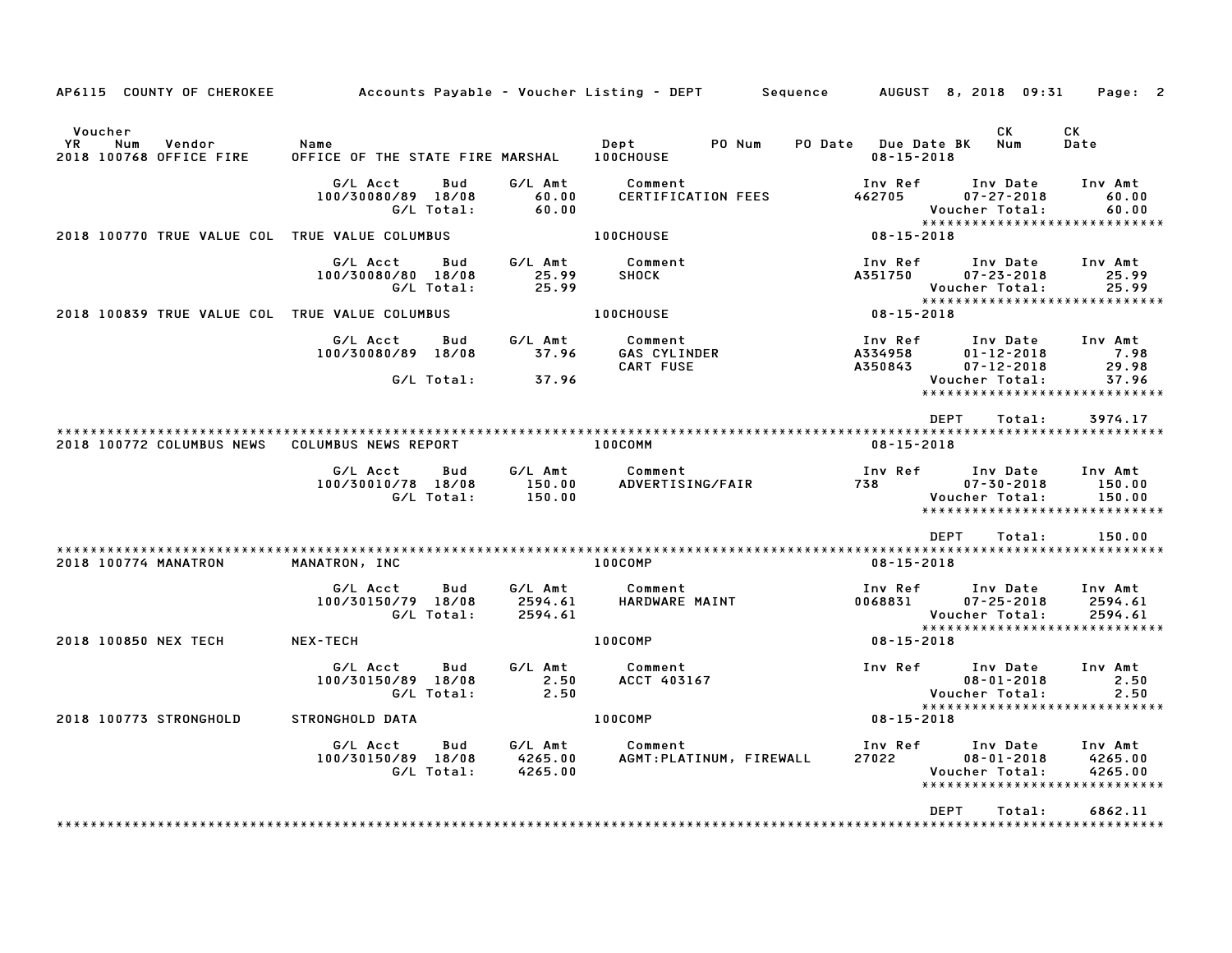AP6115 COUNTY OF CHEROKEE Accounts Payable - Voucher Listing - DEPT Sequence AUGUST 8, 2018 09:31

| Voucher YR | Num | Vendor | Name | Dept | PO Num | PO Date | Due Date BK | CK Num | CK Date |
|---|---|---|---|---|---|---|---|---|---|
| 2018 | 100768 | OFFICE FIRE | OFFICE OF THE STATE FIRE MARSHAL | 100CHOUSE | | | 08-15-2018 | | |

| G/L Acct | Bud | G/L Amt | Comment | Inv Ref | Inv Date | Inv Amt |
|---|---|---|---|---|---|---|
| 100/30080/89 | 18/08 | 60.00 | CERTIFICATION FEES | 462705 | 07-27-2018 | 60.00 |
| | G/L Total: | 60.00 | | | Voucher Total: | 60.00 |

| Voucher YR | Num | Vendor | Name | Dept | Due Date |
|---|---|---|---|---|---|
| 2018 | 100770 | TRUE VALUE COL | TRUE VALUE COLUMBUS | 100CHOUSE | 08-15-2018 |

| G/L Acct | Bud | G/L Amt | Comment | Inv Ref | Inv Date | Inv Amt |
|---|---|---|---|---|---|---|
| 100/30080/80 | 18/08 | 25.99 | SHOCK | A351750 | 07-23-2018 | 25.99 |
| | G/L Total: | 25.99 | | | Voucher Total: | 25.99 |

| Voucher YR | Num | Vendor | Name | Dept | Due Date |
|---|---|---|---|---|---|
| 2018 | 100839 | TRUE VALUE COL | TRUE VALUE COLUMBUS | 100CHOUSE | 08-15-2018 |

| G/L Acct | Bud | G/L Amt | Comment | Inv Ref | Inv Date | Inv Amt |
|---|---|---|---|---|---|---|
| 100/30080/89 | 18/08 | 37.96 | GAS CYLINDER | A334958 | 01-12-2018 | 7.98 |
| | | | CART FUSE | A350843 | 07-12-2018 | 29.98 |
| | G/L Total: | 37.96 | | | Voucher Total: | 37.96 |

DEPT Total: 3974.17

| Voucher YR | Num | Vendor | Name | Dept | Due Date |
|---|---|---|---|---|---|
| 2018 | 100772 | COLUMBUS NEWS | COLUMBUS NEWS REPORT | 100COMM | 08-15-2018 |

| G/L Acct | Bud | G/L Amt | Comment | Inv Ref | Inv Date | Inv Amt |
|---|---|---|---|---|---|---|
| 100/30010/78 | 18/08 | 150.00 | ADVERTISING/FAIR | 738 | 07-30-2018 | 150.00 |
| | G/L Total: | 150.00 | | | Voucher Total: | 150.00 |

DEPT Total: 150.00

| Voucher YR | Num | Vendor | Name | Dept | Due Date |
|---|---|---|---|---|---|
| 2018 | 100774 | MANATRON | MANATRON, INC | 100COMP | 08-15-2018 |

| G/L Acct | Bud | G/L Amt | Comment | Inv Ref | Inv Date | Inv Amt |
|---|---|---|---|---|---|---|
| 100/30150/79 | 18/08 | 2594.61 | HARDWARE MAINT | 0068831 | 07-25-2018 | 2594.61 |
| | G/L Total: | 2594.61 | | | Voucher Total: | 2594.61 |

| Voucher YR | Num | Vendor | Name | Dept | Due Date |
|---|---|---|---|---|---|
| 2018 | 100850 | NEX TECH | NEX-TECH | 100COMP | 08-15-2018 |

| G/L Acct | Bud | G/L Amt | Comment | Inv Ref | Inv Date | Inv Amt |
|---|---|---|---|---|---|---|
| 100/30150/89 | 18/08 | 2.50 | ACCT 403167 | | 08-01-2018 | 2.50 |
| | G/L Total: | 2.50 | | | Voucher Total: | 2.50 |

| Voucher YR | Num | Vendor | Name | Dept | Due Date |
|---|---|---|---|---|---|
| 2018 | 100773 | STRONGHOLD | STRONGHOLD DATA | 100COMP | 08-15-2018 |

| G/L Acct | Bud | G/L Amt | Comment | Inv Ref | Inv Date | Inv Amt |
|---|---|---|---|---|---|---|
| 100/30150/89 | 18/08 | 4265.00 | AGMT:PLATINUM, FIREWALL | 27022 | 08-01-2018 | 4265.00 |
| | G/L Total: | 4265.00 | | | Voucher Total: | 4265.00 |

DEPT Total: 6862.11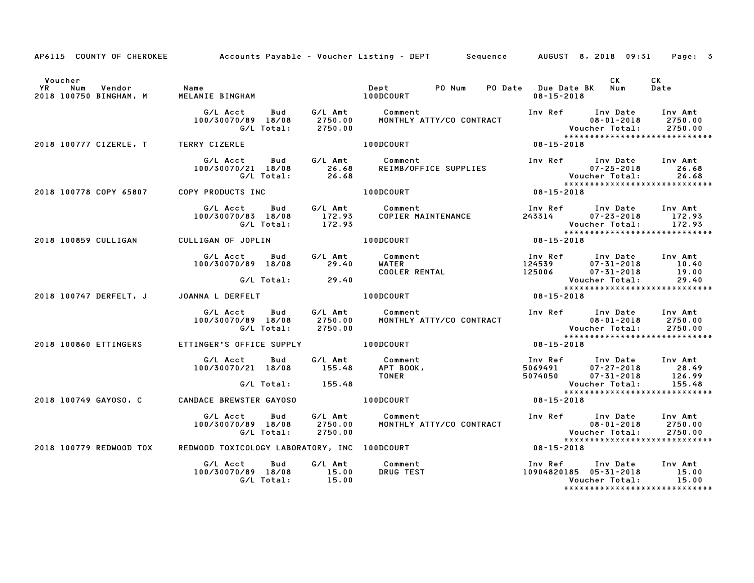AP6115 COUNTY OF CHEROKEE Accounts Payable - Voucher Listing - DEPT Sequence AUGUST 8, 2018 09:31

| Voucher YR | Num | Vendor | Name | Dept | PO Num | PO Date | Due Date | BK | CK Num | CK Date |
|---|---|---|---|---|---|---|---|---|---|---|
| 2018 | 100750 | BINGHAM, M | MELANIE BINGHAM | 100DCOURT | | | 08-15-2018 | | | |

| G/L Acct | Bud | G/L Amt | Comment | Inv Ref | Inv Date | Inv Amt |
|---|---|---|---|---|---|---|
| 100/30070/89 | 18/08 | 2750.00 | MONTHLY ATTY/CO CONTRACT | | 08-01-2018 | 2750.00 |
| | G/L Total: | 2750.00 | | | Voucher Total: | 2750.00 |

*****************************

| Voucher YR | Num | Vendor | Name | Dept | Due Date |
|---|---|---|---|---|---|
| 2018 | 100777 | CIZERLE, T | TERRY CIZERLE | 100DCOURT | 08-15-2018 |

| G/L Acct | Bud | G/L Amt | Comment | Inv Ref | Inv Date | Inv Amt |
|---|---|---|---|---|---|---|
| 100/30070/21 | 18/08 | 26.68 | REIMB/OFFICE SUPPLIES | | 07-25-2018 | 26.68 |
| | G/L Total: | 26.68 | | | Voucher Total: | 26.68 |

*****************************

| Voucher YR | Num | Vendor | Name | Dept | Due Date |
|---|---|---|---|---|---|
| 2018 | 100778 | COPY 65807 | COPY PRODUCTS INC | 100DCOURT | 08-15-2018 |

| G/L Acct | Bud | G/L Amt | Comment | Inv Ref | Inv Date | Inv Amt |
|---|---|---|---|---|---|---|
| 100/30070/83 | 18/08 | 172.93 | COPIER MAINTENANCE | 243314 | 07-23-2018 | 172.93 |
| | G/L Total: | 172.93 | | | Voucher Total: | 172.93 |

*****************************

| Voucher YR | Num | Vendor | Name | Dept | Due Date |
|---|---|---|---|---|---|
| 2018 | 100859 | CULLIGAN | CULLIGAN OF JOPLIN | 100DCOURT | 08-15-2018 |

| G/L Acct | Bud | G/L Amt | Comment | Inv Ref | Inv Date | Inv Amt |
|---|---|---|---|---|---|---|
| 100/30070/89 | 18/08 | 29.40 | WATER | 124539 | 07-31-2018 | 10.40 |
| | | | COOLER RENTAL | 125006 | 07-31-2018 | 19.00 |
| | G/L Total: | 29.40 | | | Voucher Total: | 29.40 |

*****************************

| Voucher YR | Num | Vendor | Name | Dept | Due Date |
|---|---|---|---|---|---|
| 2018 | 100747 | DERFELT, J | JOANNA L DERFELT | 100DCOURT | 08-15-2018 |

| G/L Acct | Bud | G/L Amt | Comment | Inv Ref | Inv Date | Inv Amt |
|---|---|---|---|---|---|---|
| 100/30070/89 | 18/08 | 2750.00 | MONTHLY ATTY/CO CONTRACT | | 08-01-2018 | 2750.00 |
| | G/L Total: | 2750.00 | | | Voucher Total: | 2750.00 |

*****************************

| Voucher YR | Num | Vendor | Name | Dept | Due Date |
|---|---|---|---|---|---|
| 2018 | 100860 | ETTINGERS | ETTINGER'S OFFICE SUPPLY | 100DCOURT | 08-15-2018 |

| G/L Acct | Bud | G/L Amt | Comment | Inv Ref | Inv Date | Inv Amt |
|---|---|---|---|---|---|---|
| 100/30070/21 | 18/08 | 155.48 | APT BOOK, | 5069491 | 07-27-2018 | 28.49 |
| | | | TONER | 5074050 | 07-31-2018 | 126.99 |
| | G/L Total: | 155.48 | | | Voucher Total: | 155.48 |

*****************************

| Voucher YR | Num | Vendor | Name | Dept | Due Date |
|---|---|---|---|---|---|
| 2018 | 100749 | GAYOSO, C | CANDACE BREWSTER GAYOSO | 100DCOURT | 08-15-2018 |

| G/L Acct | Bud | G/L Amt | Comment | Inv Ref | Inv Date | Inv Amt |
|---|---|---|---|---|---|---|
| 100/30070/89 | 18/08 | 2750.00 | MONTHLY ATTY/CO CONTRACT | | 08-01-2018 | 2750.00 |
| | G/L Total: | 2750.00 | | | Voucher Total: | 2750.00 |

*****************************

| Voucher YR | Num | Vendor | Name | Dept | Due Date |
|---|---|---|---|---|---|
| 2018 | 100779 | REDWOOD TOX | REDWOOD TOXICOLOGY LABORATORY, INC | 100DCOURT | 08-15-2018 |

| G/L Acct | Bud | G/L Amt | Comment | Inv Ref | Inv Date | Inv Amt |
|---|---|---|---|---|---|---|
| 100/30070/89 | 18/08 | 15.00 | DRUG TEST | 10904820185 | 05-31-2018 | 15.00 |
| | G/L Total: | 15.00 | | | Voucher Total: | 15.00 |

*****************************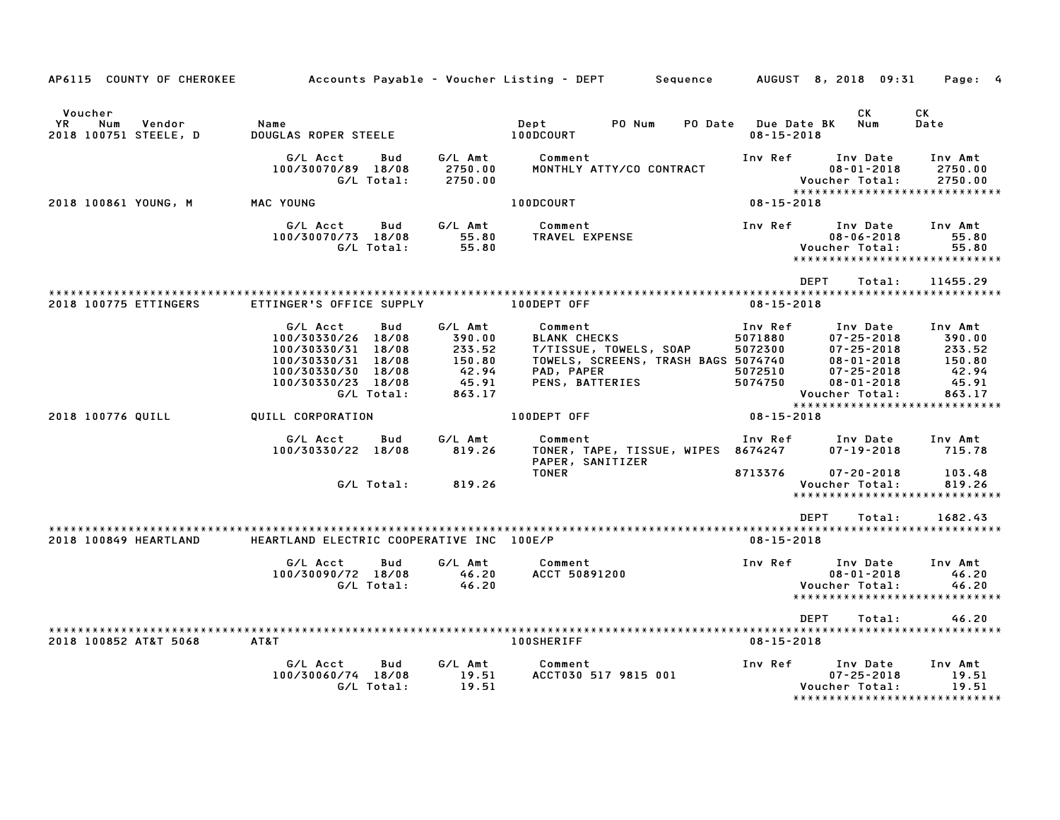AP6115 COUNTY OF CHEROKEE — Accounts Payable - Voucher Listing - DEPT — Sequence — AUGUST 8, 2018 09:31

| Voucher YR | Num | Vendor | Name | Dept | PO Num | PO Date | Due Date BK | CK Num | CK Date |
|---|---|---|---|---|---|---|---|---|---|
| 2018 | 100751 | STEELE, D | DOUGLAS ROPER STEELE | 100DCOURT | | | 08-15-2018 | | |

| G/L Acct | Bud | G/L Amt | Comment | Inv Ref | Inv Date | Inv Amt |
|---|---|---|---|---|---|---|
| 100/30070/89 | 18/08 | 2750.00 | MONTHLY ATTY/CO CONTRACT | | 08-01-2018 | 2750.00 |
| | G/L Total: | 2750.00 | | | Voucher Total: | 2750.00 |

****************************

| Voucher YR | Num | Vendor | Name | Dept | Due Date |
|---|---|---|---|---|---|
| 2018 | 100861 | YOUNG, M | MAC YOUNG | 100DCOURT | 08-15-2018 |

| G/L Acct | Bud | G/L Amt | Comment | Inv Ref | Inv Date | Inv Amt |
|---|---|---|---|---|---|---|
| 100/30070/73 | 18/08 | 55.80 | TRAVEL EXPENSE | | 08-06-2018 | 55.80 |
| | G/L Total: | 55.80 | | | Voucher Total: | 55.80 |

****************************

DEPT Total: 11455.29

****************************

| Voucher YR | Num | Vendor | Name | Dept | Due Date |
|---|---|---|---|---|---|
| 2018 | 100775 | ETTINGERS | ETTINGER'S OFFICE SUPPLY | 100DEPT OFF | 08-15-2018 |

| G/L Acct | Bud | G/L Amt | Comment | Inv Ref | Inv Date | Inv Amt |
|---|---|---|---|---|---|---|
| 100/30330/26 | 18/08 | 390.00 | BLANK CHECKS | 5071880 | 07-25-2018 | 390.00 |
| 100/30330/31 | 18/08 | 233.52 | T/TISSUE, TOWELS, SOAP | 5072300 | 07-25-2018 | 233.52 |
| 100/30330/31 | 18/08 | 150.80 | TOWELS, SCREENS, TRASH BAGS | 5074740 | 08-01-2018 | 150.80 |
| 100/30330/30 | 18/08 | 42.94 | PAD, PAPER | 5072510 | 07-25-2018 | 42.94 |
| 100/30330/23 | 18/08 | 45.91 | PENS, BATTERIES | 5074750 | 08-01-2018 | 45.91 |
| | G/L Total: | 863.17 | | | Voucher Total: | 863.17 |

****************************

| Voucher YR | Num | Vendor | Name | Dept | Due Date |
|---|---|---|---|---|---|
| 2018 | 100776 | QUILL | QUILL CORPORATION | 100DEPT OFF | 08-15-2018 |

| G/L Acct | Bud | G/L Amt | Comment | Inv Ref | Inv Date | Inv Amt |
|---|---|---|---|---|---|---|
| 100/30330/22 | 18/08 | 819.26 | TONER, TAPE, TISSUE, WIPES PAPER, SANITIZER | 8674247 | 07-19-2018 | 715.78 |
| | | | TONER | 8713376 | 07-20-2018 | 103.48 |
| | G/L Total: | 819.26 | | | Voucher Total: | 819.26 |

****************************

DEPT Total: 1682.43

****************************

| Voucher YR | Num | Vendor | Name | Dept | Due Date |
|---|---|---|---|---|---|
| 2018 | 100849 | HEARTLAND | HEARTLAND ELECTRIC COOPERATIVE INC | 100E/P | 08-15-2018 |

| G/L Acct | Bud | G/L Amt | Comment | Inv Ref | Inv Date | Inv Amt |
|---|---|---|---|---|---|---|
| 100/30090/72 | 18/08 | 46.20 | ACCT 50891200 | | 08-01-2018 | 46.20 |
| | G/L Total: | 46.20 | | | Voucher Total: | 46.20 |

****************************

DEPT Total: 46.20

****************************

| Voucher YR | Num | Vendor | Name | Dept | Due Date |
|---|---|---|---|---|---|
| 2018 | 100852 | AT&T 5068 | AT&T | 100SHERIFF | 08-15-2018 |

| G/L Acct | Bud | G/L Amt | Comment | Inv Ref | Inv Date | Inv Amt |
|---|---|---|---|---|---|---|
| 100/30060/74 | 18/08 | 19.51 | ACCT030 517 9815 001 | | 07-25-2018 | 19.51 |
| | G/L Total: | 19.51 | | | Voucher Total: | 19.51 |

****************************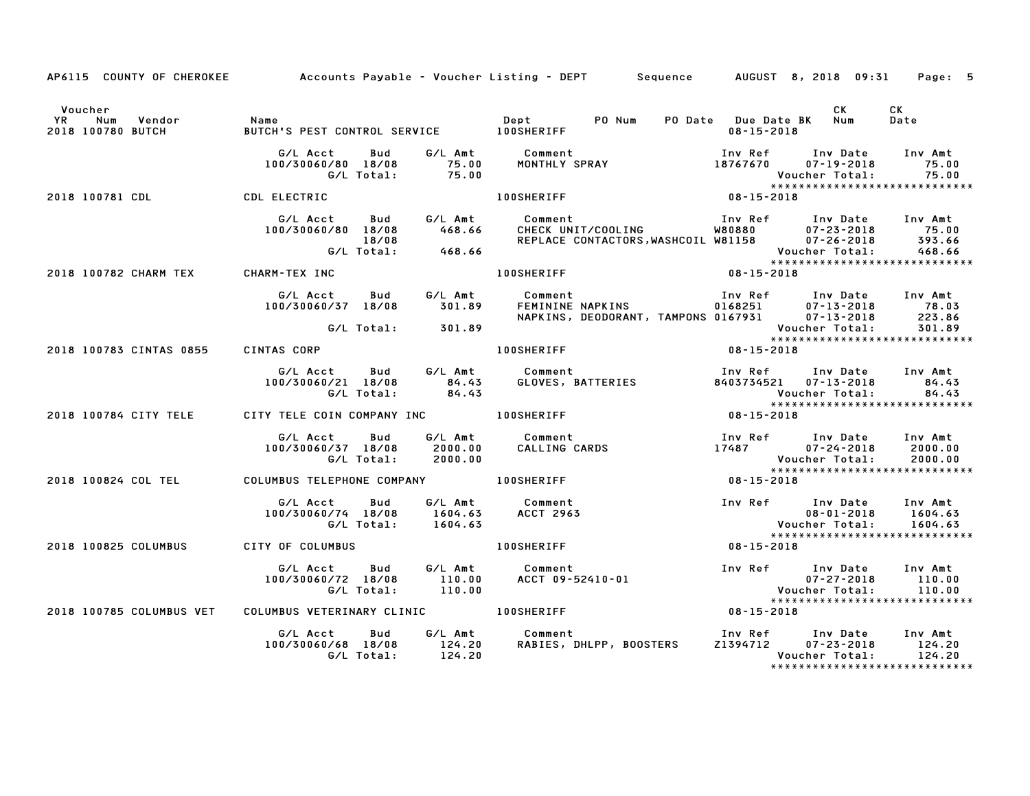AP6115 COUNTY OF CHEROKEE Accounts Payable - Voucher Listing - DEPT Sequence AUGUST 8, 2018 09:31

| Voucher YR | Num | Vendor | Name | Dept | PO Num | PO Date | Due Date BK | CK Num | CK Date |
|---|---|---|---|---|---|---|---|---|---|
| 2018 | 100780 | BUTCH | BUTCH'S PEST CONTROL SERVICE | 100SHERIFF | | | 08-15-2018 | | |

| G/L Acct | Bud | G/L Amt | Comment | Inv Ref | Inv Date | Inv Amt |
|---|---|---|---|---|---|---|
| 100/30060/80 | 18/08 | 75.00 | MONTHLY SPRAY | 18767670 | 07-19-2018 | 75.00 |
| | G/L Total: | 75.00 | | | Voucher Total: | 75.00 |

****************************

| Voucher YR | Num | Vendor | Name | Dept | Due Date |
|---|---|---|---|---|---|
| 2018 | 100781 | CDL | CDL ELECTRIC | 100SHERIFF | 08-15-2018 |

| G/L Acct | Bud | G/L Amt | Comment | Inv Ref | Inv Date | Inv Amt |
|---|---|---|---|---|---|---|
| 100/30060/80 | 18/08 | 468.66 | CHECK UNIT/COOLING | W80880 | 07-23-2018 | 75.00 |
| | 18/08 | | REPLACE CONTACTORS,WASHCOIL | W81158 | 07-26-2018 | 393.66 |
| | G/L Total: | 468.66 | | | Voucher Total: | 468.66 |

****************************

| Voucher YR | Num | Vendor | Name | Dept | Due Date |
|---|---|---|---|---|---|
| 2018 | 100782 | CHARM TEX | CHARM-TEX INC | 100SHERIFF | 08-15-2018 |

| G/L Acct | Bud | G/L Amt | Comment | Inv Ref | Inv Date | Inv Amt |
|---|---|---|---|---|---|---|
| 100/30060/37 | 18/08 | 301.89 | FEMININE NAPKINS | 0168251 | 07-13-2018 | 78.03 |
| | | | NAPKINS, DEODORANT, TAMPONS | 0167931 | 07-13-2018 | 223.86 |
| | G/L Total: | 301.89 | | | Voucher Total: | 301.89 |

****************************

| Voucher YR | Num | Vendor | Name | Dept | Due Date |
|---|---|---|---|---|---|
| 2018 | 100783 | CINTAS 0855 | CINTAS CORP | 100SHERIFF | 08-15-2018 |

| G/L Acct | Bud | G/L Amt | Comment | Inv Ref | Inv Date | Inv Amt |
|---|---|---|---|---|---|---|
| 100/30060/21 | 18/08 | 84.43 | GLOVES, BATTERIES | 8403734521 | 07-13-2018 | 84.43 |
| | G/L Total: | 84.43 | | | Voucher Total: | 84.43 |

****************************

| Voucher YR | Num | Vendor | Name | Dept | Due Date |
|---|---|---|---|---|---|
| 2018 | 100784 | CITY TELE | CITY TELE COIN COMPANY INC | 100SHERIFF | 08-15-2018 |

| G/L Acct | Bud | G/L Amt | Comment | Inv Ref | Inv Date | Inv Amt |
|---|---|---|---|---|---|---|
| 100/30060/37 | 18/08 | 2000.00 | CALLING CARDS | 17487 | 07-24-2018 | 2000.00 |
| | G/L Total: | 2000.00 | | | Voucher Total: | 2000.00 |

****************************

| Voucher YR | Num | Vendor | Name | Dept | Due Date |
|---|---|---|---|---|---|
| 2018 | 100824 | COL TEL | COLUMBUS TELEPHONE COMPANY | 100SHERIFF | 08-15-2018 |

| G/L Acct | Bud | G/L Amt | Comment | Inv Ref | Inv Date | Inv Amt |
|---|---|---|---|---|---|---|
| 100/30060/74 | 18/08 | 1604.63 | ACCT 2963 | | 08-01-2018 | 1604.63 |
| | G/L Total: | 1604.63 | | | Voucher Total: | 1604.63 |

****************************

| Voucher YR | Num | Vendor | Name | Dept | Due Date |
|---|---|---|---|---|---|
| 2018 | 100825 | COLUMBUS | CITY OF COLUMBUS | 100SHERIFF | 08-15-2018 |

| G/L Acct | Bud | G/L Amt | Comment | Inv Ref | Inv Date | Inv Amt |
|---|---|---|---|---|---|---|
| 100/30060/72 | 18/08 | 110.00 | ACCT 09-52410-01 | | 07-27-2018 | 110.00 |
| | G/L Total: | 110.00 | | | Voucher Total: | 110.00 |

****************************

| Voucher YR | Num | Vendor | Name | Dept | Due Date |
|---|---|---|---|---|---|
| 2018 | 100785 | COLUMBUS VET | COLUMBUS VETERINARY CLINIC | 100SHERIFF | 08-15-2018 |

| G/L Acct | Bud | G/L Amt | Comment | Inv Ref | Inv Date | Inv Amt |
|---|---|---|---|---|---|---|
| 100/30060/68 | 18/08 | 124.20 | RABIES, DHLPP, BOOSTERS | Z1394712 | 07-23-2018 | 124.20 |
| | G/L Total: | 124.20 | | | Voucher Total: | 124.20 |

****************************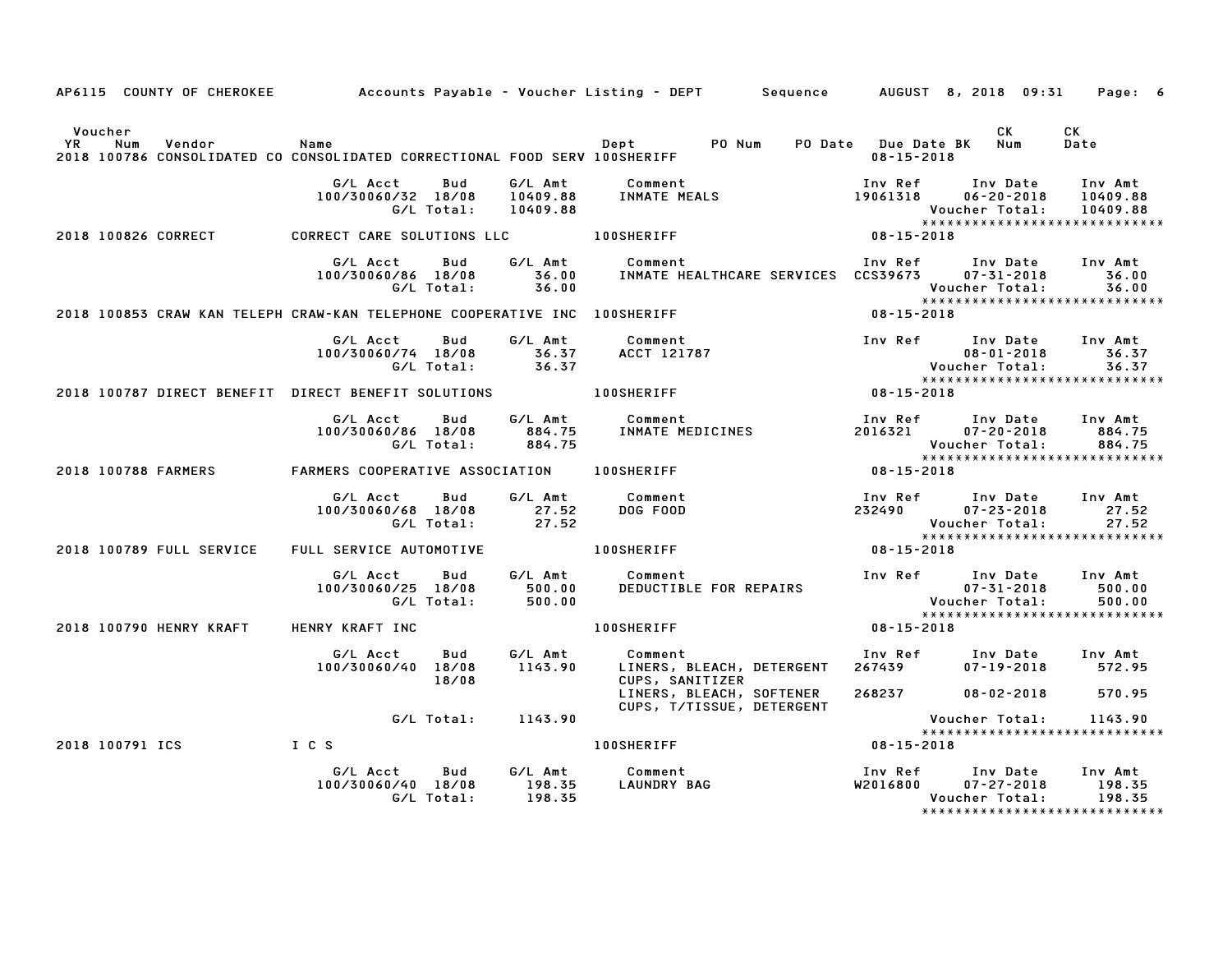AP6115 COUNTY OF CHEROKEE     Accounts Payable - Voucher Listing - DEPT     Sequence     AUGUST 8, 2018 09:31

| Voucher YR | Num | Vendor | Name | Dept | PO Num | PO Date | Due Date BK | CK Num | CK Date |
|---|---|---|---|---|---|---|---|---|---|
| 2018 | 100786 | CONSOLIDATED CO | CONSOLIDATED CORRECTIONAL FOOD SERV | 100SHERIFF | | | 08-15-2018 | | |

| G/L Acct | Bud | G/L Amt | Comment | Inv Ref | Inv Date | Inv Amt |
|---|---|---|---|---|---|---|
| 100/30060/32 | 18/08 | 10409.88 | INMATE MEALS | 19061318 | 06-20-2018 | 10409.88 |
| | G/L Total: | 10409.88 | | | Voucher Total: | 10409.88 |

*****************************

| YR | Num | Vendor | Name | Dept | Due Date |
|---|---|---|---|---|---|
| 2018 | 100826 | CORRECT | CORRECT CARE SOLUTIONS LLC | 100SHERIFF | 08-15-2018 |

| G/L Acct | Bud | G/L Amt | Comment | Inv Ref | Inv Date | Inv Amt |
|---|---|---|---|---|---|---|
| 100/30060/86 | 18/08 | 36.00 | INMATE HEALTHCARE SERVICES | CCS39673 | 07-31-2018 | 36.00 |
| | G/L Total: | 36.00 | | | Voucher Total: | 36.00 |

*****************************

| YR | Num | Vendor | Name | Dept | Due Date |
|---|---|---|---|---|---|
| 2018 | 100853 | CRAW KAN TELEPH | CRAW-KAN TELEPHONE COOPERATIVE INC | 100SHERIFF | 08-15-2018 |

| G/L Acct | Bud | G/L Amt | Comment | Inv Ref | Inv Date | Inv Amt |
|---|---|---|---|---|---|---|
| 100/30060/74 | 18/08 | 36.37 | ACCT 121787 | | 08-01-2018 | 36.37 |
| | G/L Total: | 36.37 | | | Voucher Total: | 36.37 |

*****************************

| YR | Num | Vendor | Name | Dept | Due Date |
|---|---|---|---|---|---|
| 2018 | 100787 | DIRECT BENEFIT | DIRECT BENEFIT SOLUTIONS | 100SHERIFF | 08-15-2018 |

| G/L Acct | Bud | G/L Amt | Comment | Inv Ref | Inv Date | Inv Amt |
|---|---|---|---|---|---|---|
| 100/30060/86 | 18/08 | 884.75 | INMATE MEDICINES | 2016321 | 07-20-2018 | 884.75 |
| | G/L Total: | 884.75 | | | Voucher Total: | 884.75 |

*****************************

| YR | Num | Vendor | Name | Dept | Due Date |
|---|---|---|---|---|---|
| 2018 | 100788 | FARMERS | FARMERS COOPERATIVE ASSOCIATION | 100SHERIFF | 08-15-2018 |

| G/L Acct | Bud | G/L Amt | Comment | Inv Ref | Inv Date | Inv Amt |
|---|---|---|---|---|---|---|
| 100/30060/68 | 18/08 | 27.52 | DOG FOOD | 232490 | 07-23-2018 | 27.52 |
| | G/L Total: | 27.52 | | | Voucher Total: | 27.52 |

*****************************

| YR | Num | Vendor | Name | Dept | Due Date |
|---|---|---|---|---|---|
| 2018 | 100789 | FULL SERVICE | FULL SERVICE AUTOMOTIVE | 100SHERIFF | 08-15-2018 |

| G/L Acct | Bud | G/L Amt | Comment | Inv Ref | Inv Date | Inv Amt |
|---|---|---|---|---|---|---|
| 100/30060/25 | 18/08 | 500.00 | DEDUCTIBLE FOR REPAIRS | | 07-31-2018 | 500.00 |
| | G/L Total: | 500.00 | | | Voucher Total: | 500.00 |

*****************************

| YR | Num | Vendor | Name | Dept | Due Date |
|---|---|---|---|---|---|
| 2018 | 100790 | HENRY KRAFT | HENRY KRAFT INC | 100SHERIFF | 08-15-2018 |

| G/L Acct | Bud | G/L Amt | Comment | Inv Ref | Inv Date | Inv Amt |
|---|---|---|---|---|---|---|
| 100/30060/40 | 18/08 | 1143.90 | LINERS, BLEACH, DETERGENT CUPS, SANITIZER | 267439 | 07-19-2018 | 572.95 |
| | 18/08 | | LINERS, BLEACH, SOFTENER CUPS, T/TISSUE, DETERGENT | 268237 | 08-02-2018 | 570.95 |
| | G/L Total: | 1143.90 | | | Voucher Total: | 1143.90 |

*****************************

| YR | Num | Vendor | Name | Dept | Due Date |
|---|---|---|---|---|---|
| 2018 | 100791 | ICS | I C S | 100SHERIFF | 08-15-2018 |

| G/L Acct | Bud | G/L Amt | Comment | Inv Ref | Inv Date | Inv Amt |
|---|---|---|---|---|---|---|
| 100/30060/40 | 18/08 | 198.35 | LAUNDRY BAG | W2016800 | 07-27-2018 | 198.35 |
| | G/L Total: | 198.35 | | | Voucher Total: | 198.35 |

*****************************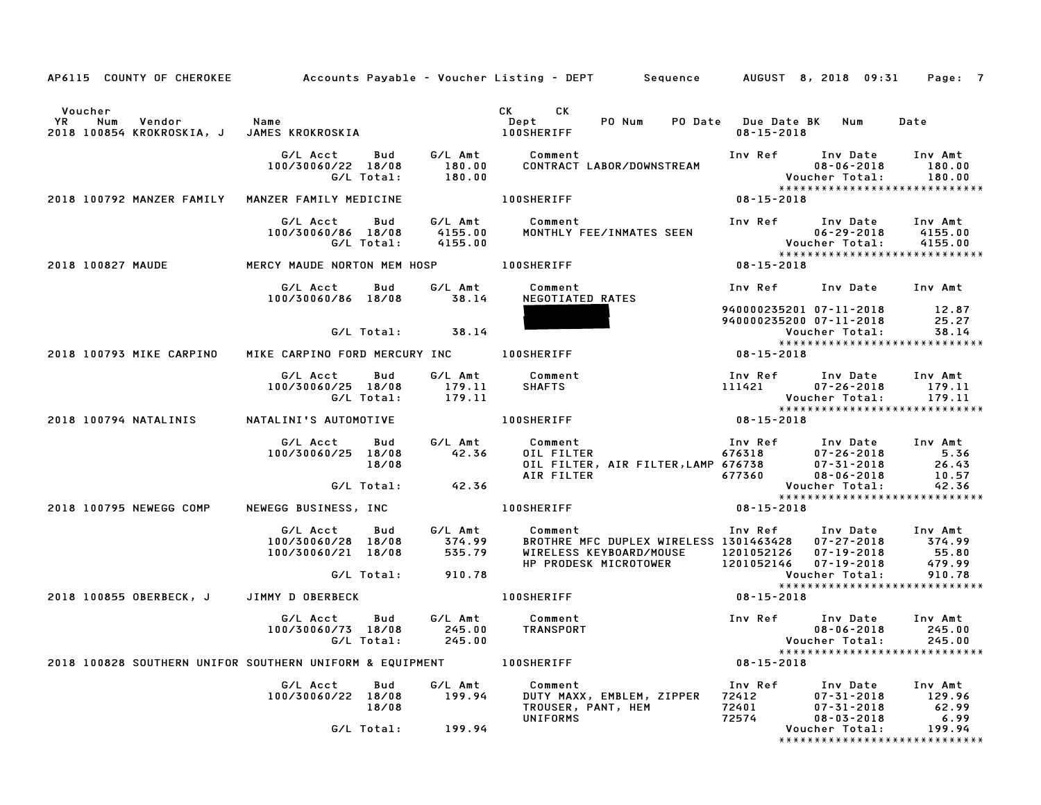AP6115 COUNTY OF CHEROKEE — Accounts Payable - Voucher Listing - DEPT — Sequence — AUGUST 8, 2018 09:31

| Voucher YR | Num | Vendor | Name | CK Dept | CK | PO Num | PO Date | Due Date | BK | Num | Date |
|---|---|---|---|---|---|---|---|---|---|---|---|
| 2018 | 100854 | KROKROSKIA, J | JAMES KROKROSKIA | 100SHERIFF | | | | 08-15-2018 | | | |

| G/L Acct | Bud | G/L Amt | Comment | Inv Ref | Inv Date | Inv Amt |
|---|---|---|---|---|---|---|
| 100/30060/22 | 18/08 | 180.00 | CONTRACT LABOR/DOWNSTREAM | | 08-06-2018 | 180.00 |
| | G/L Total: | 180.00 | | | Voucher Total: | 180.00 |

| Voucher YR | Num | Vendor | Name | CK Dept | Due Date |
|---|---|---|---|---|---|
| 2018 | 100792 | MANZER FAMILY | MANZER FAMILY MEDICINE | 100SHERIFF | 08-15-2018 |

| G/L Acct | Bud | G/L Amt | Comment | Inv Ref | Inv Date | Inv Amt |
|---|---|---|---|---|---|---|
| 100/30060/86 | 18/08 | 4155.00 | MONTHLY FEE/INMATES SEEN | | 06-29-2018 | 4155.00 |
| | G/L Total: | 4155.00 | | | Voucher Total: | 4155.00 |

| Voucher YR | Num | Vendor | Name | CK Dept | Due Date |
|---|---|---|---|---|---|
| 2018 | 100827 | MAUDE | MERCY MAUDE NORTON MEM HOSP | 100SHERIFF | 08-15-2018 |

| G/L Acct | Bud | G/L Amt | Comment | Inv Ref | Inv Date | Inv Amt |
|---|---|---|---|---|---|---|
| 100/30060/86 | 18/08 | 38.14 | NEGOTIATED RATES | | | |
| | | | [REDACTED] | 940000235201 | 07-11-2018 | 12.87 |
| | | | [REDACTED] | 940000235200 | 07-11-2018 | 25.27 |
| | G/L Total: | 38.14 | | | Voucher Total: | 38.14 |

| Voucher YR | Num | Vendor | Name | CK Dept | Due Date |
|---|---|---|---|---|---|
| 2018 | 100793 | MIKE CARPINO | MIKE CARPINO FORD MERCURY INC | 100SHERIFF | 08-15-2018 |

| G/L Acct | Bud | G/L Amt | Comment | Inv Ref | Inv Date | Inv Amt |
|---|---|---|---|---|---|---|
| 100/30060/25 | 18/08 | 179.11 | SHAFTS | 111421 | 07-26-2018 | 179.11 |
| | G/L Total: | 179.11 | | | Voucher Total: | 179.11 |

| Voucher YR | Num | Vendor | Name | CK Dept | Due Date |
|---|---|---|---|---|---|
| 2018 | 100794 | NATALINIS | NATALINI'S AUTOMOTIVE | 100SHERIFF | 08-15-2018 |

| G/L Acct | Bud | G/L Amt | Comment | Inv Ref | Inv Date | Inv Amt |
|---|---|---|---|---|---|---|
| 100/30060/25 | 18/08 | 42.36 | OIL FILTER | 676318 | 07-26-2018 | 5.36 |
| | 18/08 | | OIL FILTER, AIR FILTER,LAMP | 676738 | 07-31-2018 | 26.43 |
| | | | AIR FILTER | 677360 | 08-06-2018 | 10.57 |
| | G/L Total: | 42.36 | | | Voucher Total: | 42.36 |

| Voucher YR | Num | Vendor | Name | CK Dept | Due Date |
|---|---|---|---|---|---|
| 2018 | 100795 | NEWEGG COMP | NEWEGG BUSINESS, INC | 100SHERIFF | 08-15-2018 |

| G/L Acct | Bud | G/L Amt | Comment | Inv Ref | Inv Date | Inv Amt |
|---|---|---|---|---|---|---|
| 100/30060/28 | 18/08 | 374.99 | BROTHRE MFC DUPLEX WIRELESS | 1301463428 | 07-27-2018 | 374.99 |
| 100/30060/21 | 18/08 | 535.79 | WIRELESS KEYBOARD/MOUSE | 1201052126 | 07-19-2018 | 55.80 |
| | | | HP PRODESK MICROTOWER | 1201052146 | 07-19-2018 | 479.99 |
| | G/L Total: | 910.78 | | | Voucher Total: | 910.78 |

| Voucher YR | Num | Vendor | Name | CK Dept | Due Date |
|---|---|---|---|---|---|
| 2018 | 100855 | OBERBECK, J | JIMMY D OBERBECK | 100SHERIFF | 08-15-2018 |

| G/L Acct | Bud | G/L Amt | Comment | Inv Ref | Inv Date | Inv Amt |
|---|---|---|---|---|---|---|
| 100/30060/73 | 18/08 | 245.00 | TRANSPORT | | 08-06-2018 | 245.00 |
| | G/L Total: | 245.00 | | | Voucher Total: | 245.00 |

| Voucher YR | Num | Vendor | Name | CK Dept | Due Date |
|---|---|---|---|---|---|
| 2018 | 100828 | SOUTHERN UNIFOR | SOUTHERN UNIFORM & EQUIPMENT | 100SHERIFF | 08-15-2018 |

| G/L Acct | Bud | G/L Amt | Comment | Inv Ref | Inv Date | Inv Amt |
|---|---|---|---|---|---|---|
| 100/30060/22 | 18/08 | 199.94 | DUTY MAXX, EMBLEM, ZIPPER | 72412 | 07-31-2018 | 129.96 |
| | 18/08 | | TROUSER, PANT, HEM | 72401 | 07-31-2018 | 62.99 |
| | | | UNIFORMS | 72574 | 08-03-2018 | 6.99 |
| | G/L Total: | 199.94 | | | Voucher Total: | 199.94 |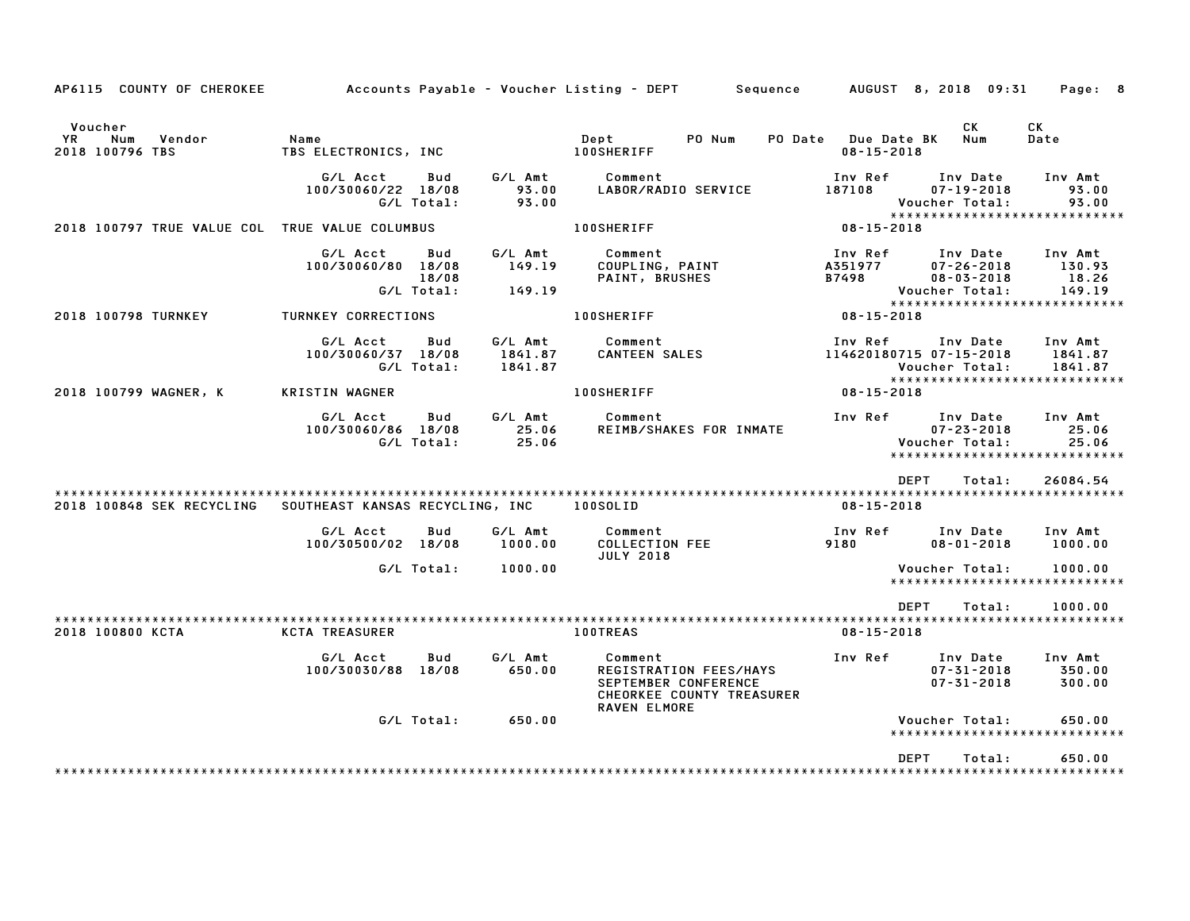AP6115 COUNTY OF CHEROKEE — Accounts Payable - Voucher Listing - DEPT — Sequence — AUGUST 8, 2018 09:31

| Voucher YR | Num | Vendor | Name | Dept | PO Num | PO Date | Due Date BK | CK Num | CK Date |
|---|---|---|---|---|---|---|---|---|---|
| 2018 | 100796 | TBS | TBS ELECTRONICS, INC | 100SHERIFF | | | 08-15-2018 | | |

| G/L Acct | Bud | G/L Amt | Comment | Inv Ref | Inv Date | Inv Amt |
|---|---|---|---|---|---|---|
| 100/30060/22 | 18/08 | 93.00 | LABOR/RADIO SERVICE | 187108 | 07-19-2018 | 93.00 |
| | G/L Total: | 93.00 | | | Voucher Total: | 93.00 |

*****************************

| Voucher YR | Num | Vendor | Name | Dept | Due Date BK |
|---|---|---|---|---|---|
| 2018 | 100797 | TRUE VALUE COL | TRUE VALUE COLUMBUS | 100SHERIFF | 08-15-2018 |

| G/L Acct | Bud | G/L Amt | Comment | Inv Ref | Inv Date | Inv Amt |
|---|---|---|---|---|---|---|
| 100/30060/80 | 18/08 | 149.19 | COUPLING, PAINT | A351977 | 07-26-2018 | 130.93 |
| | 18/08 | | PAINT, BRUSHES | B7498 | 08-03-2018 | 18.26 |
| | G/L Total: | 149.19 | | | Voucher Total: | 149.19 |

*****************************

| Voucher YR | Num | Vendor | Name | Dept | Due Date BK |
|---|---|---|---|---|---|
| 2018 | 100798 | TURNKEY | TURNKEY CORRECTIONS | 100SHERIFF | 08-15-2018 |

| G/L Acct | Bud | G/L Amt | Comment | Inv Ref | Inv Date | Inv Amt |
|---|---|---|---|---|---|---|
| 100/30060/37 | 18/08 | 1841.87 | CANTEEN SALES | 114620180715 | 07-15-2018 | 1841.87 |
| | G/L Total: | 1841.87 | | | Voucher Total: | 1841.87 |

*****************************

| Voucher YR | Num | Vendor | Name | Dept | Due Date BK |
|---|---|---|---|---|---|
| 2018 | 100799 | WAGNER, K | KRISTIN WAGNER | 100SHERIFF | 08-15-2018 |

| G/L Acct | Bud | G/L Amt | Comment | Inv Ref | Inv Date | Inv Amt |
|---|---|---|---|---|---|---|
| 100/30060/86 | 18/08 | 25.06 | REIMB/SHAKES FOR INMATE | | 07-23-2018 | 25.06 |
| | G/L Total: | 25.06 | | | Voucher Total: | 25.06 |

*****************************

DEPT Total: 26084.54

*****************************

| Voucher YR | Num | Vendor | Name | Dept | Due Date BK |
|---|---|---|---|---|---|
| 2018 | 100848 | SEK RECYCLING | SOUTHEAST KANSAS RECYCLING, INC | 100SOLID | 08-15-2018 |

| G/L Acct | Bud | G/L Amt | Comment | Inv Ref | Inv Date | Inv Amt |
|---|---|---|---|---|---|---|
| 100/30500/02 | 18/08 | 1000.00 | COLLECTION FEE JULY 2018 | 9180 | 08-01-2018 | 1000.00 |
| | G/L Total: | 1000.00 | | | Voucher Total: | 1000.00 |

*****************************

DEPT Total: 1000.00

*****************************

| Voucher YR | Num | Vendor | Name | Dept | Due Date BK |
|---|---|---|---|---|---|
| 2018 | 100800 | KCTA | KCTA TREASURER | 100TREAS | 08-15-2018 |

| G/L Acct | Bud | G/L Amt | Comment | Inv Ref | Inv Date | Inv Amt |
|---|---|---|---|---|---|---|
| 100/30030/88 | 18/08 | 650.00 | REGISTRATION FEES/HAYS | | 07-31-2018 | 350.00 |
| | | | SEPTEMBER CONFERENCE | | 07-31-2018 | 300.00 |
| | | | CHEORKEE COUNTY TREASURER | | | |
| | | | RAVEN ELMORE | | | |
| | G/L Total: | 650.00 | | | Voucher Total: | 650.00 |

*****************************

DEPT Total: 650.00

*****************************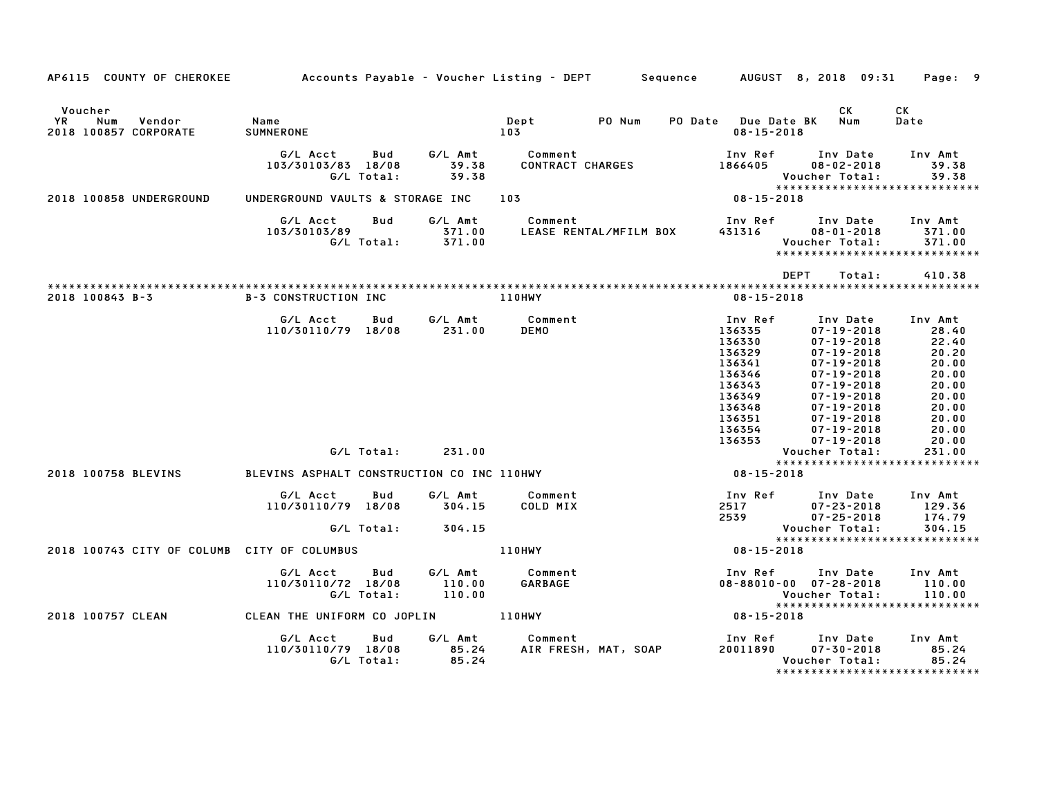AP6115 COUNTY OF CHEROKEE — Accounts Payable - Voucher Listing - DEPT — Sequence — AUGUST 8, 2018 09:31

| Voucher YR | Num | Vendor | Name | Dept | PO Num | PO Date | Due Date BK | CK Num | CK Date |
|---|---|---|---|---|---|---|---|---|---|
| 2018 | 100857 | CORPORATE | SUMNERONE | 103 | | | 08-15-2018 | | |

| G/L Acct | Bud | G/L Amt | Comment | Inv Ref | Inv Date | Inv Amt |
|---|---|---|---|---|---|---|
| 103/30103/83 | 18/08 | 39.38 | CONTRACT CHARGES | 1866405 | 08-02-2018 | 39.38 |
| | G/L Total: | 39.38 | | | Voucher Total: | 39.38 |

| Voucher YR | Num | Vendor | Name | Dept | Due Date |
|---|---|---|---|---|---|
| 2018 | 100858 | UNDERGROUND | UNDERGROUND VAULTS & STORAGE INC | 103 | 08-15-2018 |

| G/L Acct | Bud | G/L Amt | Comment | Inv Ref | Inv Date | Inv Amt |
|---|---|---|---|---|---|---|
| 103/30103/89 | | 371.00 | LEASE RENTAL/MFILM BOX | 431316 | 08-01-2018 | 371.00 |
| | G/L Total: | 371.00 | | | Voucher Total: | 371.00 |

DEPT Total: 410.38

| Voucher YR | Num | Vendor | Name | Dept | Due Date |
|---|---|---|---|---|---|
| 2018 | 100843 | B-3 | B-3 CONSTRUCTION INC | 110HWY | 08-15-2018 |

| G/L Acct | Bud | G/L Amt | Comment | Inv Ref | Inv Date | Inv Amt |
|---|---|---|---|---|---|---|
| 110/30110/79 | 18/08 | 231.00 | DEMO | 136335 | 07-19-2018 | 28.40 |
| | | | | 136330 | 07-19-2018 | 22.40 |
| | | | | 136329 | 07-19-2018 | 20.20 |
| | | | | 136341 | 07-19-2018 | 20.00 |
| | | | | 136346 | 07-19-2018 | 20.00 |
| | | | | 136343 | 07-19-2018 | 20.00 |
| | | | | 136349 | 07-19-2018 | 20.00 |
| | | | | 136348 | 07-19-2018 | 20.00 |
| | | | | 136351 | 07-19-2018 | 20.00 |
| | | | | 136354 | 07-19-2018 | 20.00 |
| | | | | 136353 | 07-19-2018 | 20.00 |
| | G/L Total: | 231.00 | | | Voucher Total: | 231.00 |

| Voucher YR | Num | Vendor | Name | Dept | Due Date |
|---|---|---|---|---|---|
| 2018 | 100758 | BLEVINS | BLEVINS ASPHALT CONSTRUCTION CO INC | 110HWY | 08-15-2018 |

| G/L Acct | Bud | G/L Amt | Comment | Inv Ref | Inv Date | Inv Amt |
|---|---|---|---|---|---|---|
| 110/30110/79 | 18/08 | 304.15 | COLD MIX | 2517 | 07-23-2018 | 129.36 |
| | | | | 2539 | 07-25-2018 | 174.79 |
| | G/L Total: | 304.15 | | | Voucher Total: | 304.15 |

| Voucher YR | Num | Vendor | Name | Dept | Due Date |
|---|---|---|---|---|---|
| 2018 | 100743 | CITY OF COLUMB | CITY OF COLUMBUS | 110HWY | 08-15-2018 |

| G/L Acct | Bud | G/L Amt | Comment | Inv Ref | Inv Date | Inv Amt |
|---|---|---|---|---|---|---|
| 110/30110/72 | 18/08 | 110.00 | GARBAGE | 08-88010-00 | 07-28-2018 | 110.00 |
| | G/L Total: | 110.00 | | | Voucher Total: | 110.00 |

| Voucher YR | Num | Vendor | Name | Dept | Due Date |
|---|---|---|---|---|---|
| 2018 | 100757 | CLEAN | CLEAN THE UNIFORM CO JOPLIN | 110HWY | 08-15-2018 |

| G/L Acct | Bud | G/L Amt | Comment | Inv Ref | Inv Date | Inv Amt |
|---|---|---|---|---|---|---|
| 110/30110/79 | 18/08 | 85.24 | AIR FRESH, MAT, SOAP | 20011890 | 07-30-2018 | 85.24 |
| | G/L Total: | 85.24 | | | Voucher Total: | 85.24 |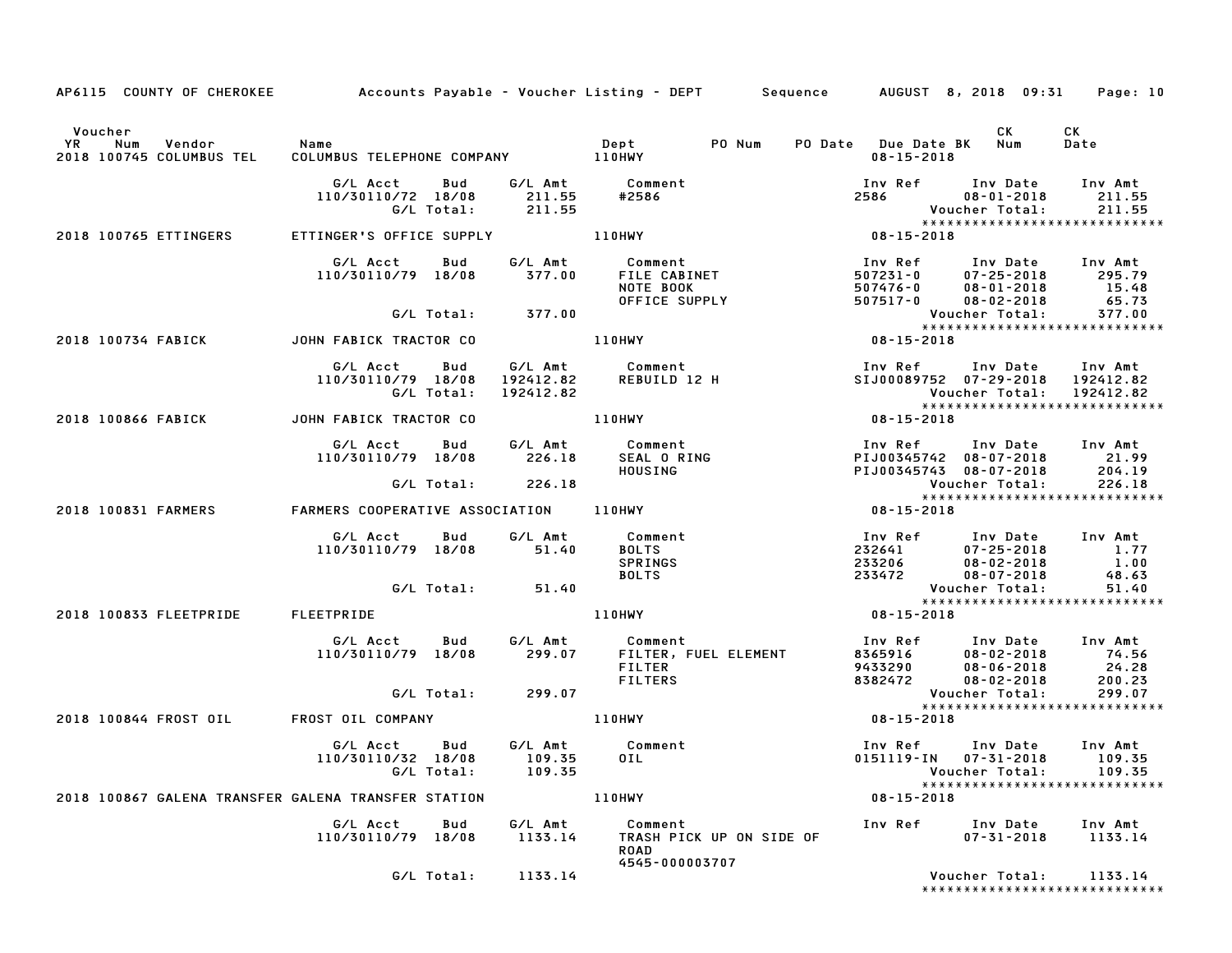AP6115 COUNTY OF CHEROKEE Accounts Payable - Voucher Listing - DEPT Sequence AUGUST 8, 2018 09:31 Page: 10

| Voucher YR | Num | Vendor | Name | Dept | PO Num | PO Date | Due Date BK | CK Num | CK Date |
|---|---|---|---|---|---|---|---|---|---|
| 2018 | 100745 | COLUMBUS TEL | COLUMBUS TELEPHONE COMPANY | 110HWY | | | 08-15-2018 | | |

| G/L Acct | Bud | G/L Amt | Comment | Inv Ref | Inv Date | Inv Amt |
|---|---|---|---|---|---|---|
| 110/30110/72 | 18/08 | 211.55 | #2586 | 2586 | 08-01-2018 | 211.55 |
| | G/L Total: | 211.55 | | | Voucher Total: | 211.55 |

*****************************

| Voucher YR | Num | Vendor | Name | Dept | Due Date |
|---|---|---|---|---|---|
| 2018 | 100765 | ETTINGERS | ETTINGER'S OFFICE SUPPLY | 110HWY | 08-15-2018 |

| G/L Acct | Bud | G/L Amt | Comment | Inv Ref | Inv Date | Inv Amt |
|---|---|---|---|---|---|---|
| 110/30110/79 | 18/08 | 377.00 | FILE CABINET | 507231-0 | 07-25-2018 | 295.79 |
| | | | NOTE BOOK | 507476-0 | 08-01-2018 | 15.48 |
| | | | OFFICE SUPPLY | 507517-0 | 08-02-2018 | 65.73 |
| | G/L Total: | 377.00 | | | Voucher Total: | 377.00 |

*****************************

| Voucher YR | Num | Vendor | Name | Dept | Due Date |
|---|---|---|---|---|---|
| 2018 | 100734 | FABICK | JOHN FABICK TRACTOR CO | 110HWY | 08-15-2018 |

| G/L Acct | Bud | G/L Amt | Comment | Inv Ref | Inv Date | Inv Amt |
|---|---|---|---|---|---|---|
| 110/30110/79 | 18/08 | 192412.82 | REBUILD 12 H | SIJ00089752 | 07-29-2018 | 192412.82 |
| | G/L Total: | 192412.82 | | | Voucher Total: | 192412.82 |

*****************************

| Voucher YR | Num | Vendor | Name | Dept | Due Date |
|---|---|---|---|---|---|
| 2018 | 100866 | FABICK | JOHN FABICK TRACTOR CO | 110HWY | 08-15-2018 |

| G/L Acct | Bud | G/L Amt | Comment | Inv Ref | Inv Date | Inv Amt |
|---|---|---|---|---|---|---|
| 110/30110/79 | 18/08 | 226.18 | SEAL O RING | PIJ00345742 | 08-07-2018 | 21.99 |
| | | | HOUSING | PIJ00345743 | 08-07-2018 | 204.19 |
| | G/L Total: | 226.18 | | | Voucher Total: | 226.18 |

*****************************

| Voucher YR | Num | Vendor | Name | Dept | Due Date |
|---|---|---|---|---|---|
| 2018 | 100831 | FARMERS | FARMERS COOPERATIVE ASSOCIATION | 110HWY | 08-15-2018 |

| G/L Acct | Bud | G/L Amt | Comment | Inv Ref | Inv Date | Inv Amt |
|---|---|---|---|---|---|---|
| 110/30110/79 | 18/08 | 51.40 | BOLTS | 232641 | 07-25-2018 | 1.77 |
| | | | SPRINGS | 233206 | 08-02-2018 | 1.00 |
| | | | BOLTS | 233472 | 08-07-2018 | 48.63 |
| | G/L Total: | 51.40 | | | Voucher Total: | 51.40 |

*****************************

| Voucher YR | Num | Vendor | Name | Dept | Due Date |
|---|---|---|---|---|---|
| 2018 | 100833 | FLEETPRIDE | FLEETPRIDE | 110HWY | 08-15-2018 |

| G/L Acct | Bud | G/L Amt | Comment | Inv Ref | Inv Date | Inv Amt |
|---|---|---|---|---|---|---|
| 110/30110/79 | 18/08 | 299.07 | FILTER, FUEL ELEMENT | 8365916 | 08-02-2018 | 74.56 |
| | | | FILTER | 9433290 | 08-06-2018 | 24.28 |
| | | | FILTERS | 8382472 | 08-02-2018 | 200.23 |
| | G/L Total: | 299.07 | | | Voucher Total: | 299.07 |

*****************************

| Voucher YR | Num | Vendor | Name | Dept | Due Date |
|---|---|---|---|---|---|
| 2018 | 100844 | FROST OIL | FROST OIL COMPANY | 110HWY | 08-15-2018 |

| G/L Acct | Bud | G/L Amt | Comment | Inv Ref | Inv Date | Inv Amt |
|---|---|---|---|---|---|---|
| 110/30110/32 | 18/08 | 109.35 | OIL | 0151119-IN | 07-31-2018 | 109.35 |
| | G/L Total: | 109.35 | | | Voucher Total: | 109.35 |

*****************************

| Voucher YR | Num | Vendor | Name | Dept | Due Date |
|---|---|---|---|---|---|
| 2018 | 100867 | GALENA TRANSFER | GALENA TRANSFER STATION | 110HWY | 08-15-2018 |

| G/L Acct | Bud | G/L Amt | Comment | Inv Ref | Inv Date | Inv Amt |
|---|---|---|---|---|---|---|
| 110/30110/79 | 18/08 | 1133.14 | TRASH PICK UP ON SIDE OF ROAD 4545-000003707 | | 07-31-2018 | 1133.14 |
| | G/L Total: | 1133.14 | | | Voucher Total: | 1133.14 |

*****************************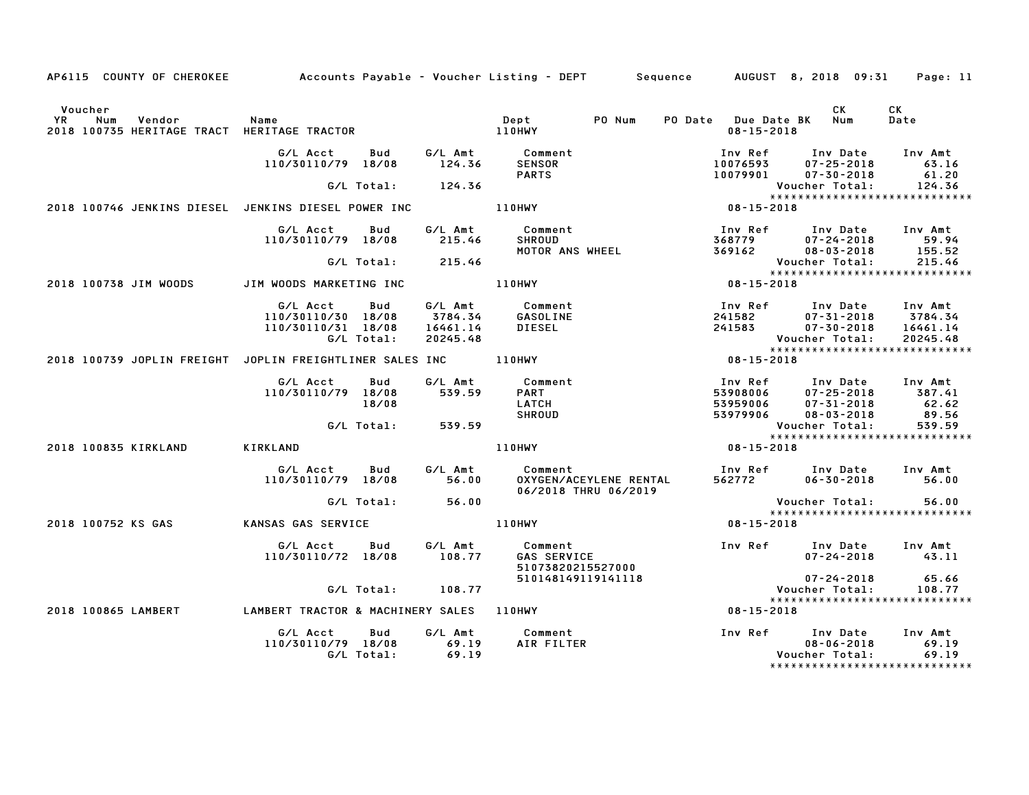AP6115 COUNTY OF CHEROKEE — Accounts Payable - Voucher Listing - DEPT — Sequence — AUGUST 8, 2018 09:31

| Voucher YR | Num | Vendor | Name | Dept | PO Num | PO Date | Due Date BK | CK Num | CK Date |
|---|---|---|---|---|---|---|---|---|---|
| 2018 | 100735 | HERITAGE TRACT | HERITAGE TRACTOR | 110HWY | | | 08-15-2018 | | |

| G/L Acct | Bud | G/L Amt | Comment | Inv Ref | Inv Date | Inv Amt |
|---|---|---|---|---|---|---|
| 110/30110/79 | 18/08 | 124.36 | SENSOR | 10076593 | 07-25-2018 | 63.16 |
| | | | PARTS | 10079901 | 07-30-2018 | 61.20 |
| | G/L Total: | 124.36 | | | Voucher Total: | 124.36 |

*****************************

| Voucher YR | Num | Vendor | Name | Dept | PO Num | PO Date | Due Date BK | CK Num | CK Date |
|---|---|---|---|---|---|---|---|---|---|
| 2018 | 100746 | JENKINS DIESEL | JENKINS DIESEL POWER INC | 110HWY | | | 08-15-2018 | | |

| G/L Acct | Bud | G/L Amt | Comment | Inv Ref | Inv Date | Inv Amt |
|---|---|---|---|---|---|---|
| 110/30110/79 | 18/08 | 215.46 | SHROUD | 368779 | 07-24-2018 | 59.94 |
| | | | MOTOR ANS WHEEL | 369162 | 08-03-2018 | 155.52 |
| | G/L Total: | 215.46 | | | Voucher Total: | 215.46 |

*****************************

| Voucher YR | Num | Vendor | Name | Dept | PO Num | PO Date | Due Date BK | CK Num | CK Date |
|---|---|---|---|---|---|---|---|---|---|
| 2018 | 100738 | JIM WOODS | JIM WOODS MARKETING INC | 110HWY | | | 08-15-2018 | | |

| G/L Acct | Bud | G/L Amt | Comment | Inv Ref | Inv Date | Inv Amt |
|---|---|---|---|---|---|---|
| 110/30110/30 | 18/08 | 3784.34 | GASOLINE | 241582 | 07-31-2018 | 3784.34 |
| 110/30110/31 | 18/08 | 16461.14 | DIESEL | 241583 | 07-30-2018 | 16461.14 |
| | G/L Total: | 20245.48 | | | Voucher Total: | 20245.48 |

*****************************

| Voucher YR | Num | Vendor | Name | Dept | PO Num | PO Date | Due Date BK | CK Num | CK Date |
|---|---|---|---|---|---|---|---|---|---|
| 2018 | 100739 | JOPLIN FREIGHT | JOPLIN FREIGHTLINER SALES INC | 110HWY | | | 08-15-2018 | | |

| G/L Acct | Bud | G/L Amt | Comment | Inv Ref | Inv Date | Inv Amt |
|---|---|---|---|---|---|---|
| 110/30110/79 | 18/08 | 539.59 | PART | 53908006 | 07-25-2018 | 387.41 |
| | 18/08 | | LATCH | 53959006 | 07-31-2018 | 62.62 |
| | | | SHROUD | 53979906 | 08-03-2018 | 89.56 |
| | G/L Total: | 539.59 | | | Voucher Total: | 539.59 |

*****************************

| Voucher YR | Num | Vendor | Name | Dept | PO Num | PO Date | Due Date BK | CK Num | CK Date |
|---|---|---|---|---|---|---|---|---|---|
| 2018 | 100835 | KIRKLAND | KIRKLAND | 110HWY | | | 08-15-2018 | | |

| G/L Acct | Bud | G/L Amt | Comment | Inv Ref | Inv Date | Inv Amt |
|---|---|---|---|---|---|---|
| 110/30110/79 | 18/08 | 56.00 | OXYGEN/ACEYLENE RENTAL 06/2018 THRU 06/2019 | 562772 | 06-30-2018 | 56.00 |
| | G/L Total: | 56.00 | | | Voucher Total: | 56.00 |

*****************************

| Voucher YR | Num | Vendor | Name | Dept | PO Num | PO Date | Due Date BK | CK Num | CK Date |
|---|---|---|---|---|---|---|---|---|---|
| 2018 | 100752 | KS GAS | KANSAS GAS SERVICE | 110HWY | | | 08-15-2018 | | |

| G/L Acct | Bud | G/L Amt | Comment | Inv Ref | Inv Date | Inv Amt |
|---|---|---|---|---|---|---|
| 110/30110/72 | 18/08 | 108.77 | GAS SERVICE | | 07-24-2018 | 43.11 |
| | | | 51073820215527000 | | | |
| | | | 510148149119141118 | | 07-24-2018 | 65.66 |
| | G/L Total: | 108.77 | | | Voucher Total: | 108.77 |

*****************************

| Voucher YR | Num | Vendor | Name | Dept | PO Num | PO Date | Due Date BK | CK Num | CK Date |
|---|---|---|---|---|---|---|---|---|---|
| 2018 | 100865 | LAMBERT | LAMBERT TRACTOR & MACHINERY SALES | 110HWY | | | 08-15-2018 | | |

| G/L Acct | Bud | G/L Amt | Comment | Inv Ref | Inv Date | Inv Amt |
|---|---|---|---|---|---|---|
| 110/30110/79 | 18/08 | 69.19 | AIR FILTER | | 08-06-2018 | 69.19 |
| | G/L Total: | 69.19 | | | Voucher Total: | 69.19 |

*****************************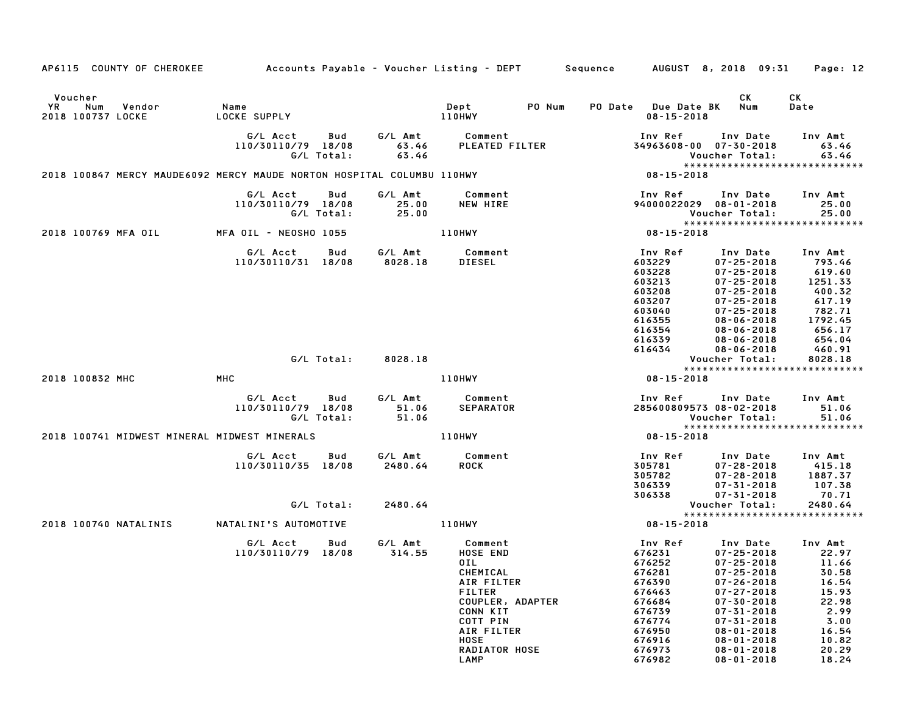AP6115 COUNTY OF CHEROKEE — Accounts Payable - Voucher Listing - DEPT — Sequence — AUGUST 8, 2018 09:31

| Voucher YR | Num | Vendor | Name | Dept | PO Num | PO Date | Due Date BK | CK Num | CK Date |
|---|---|---|---|---|---|---|---|---|---|
| 2018 | 100737 | LOCKE | LOCKE SUPPLY | 110HWY | | | 08-15-2018 | | |

| G/L Acct | Bud | G/L Amt | Comment | Inv Ref | Inv Date | Inv Amt |
|---|---|---|---|---|---|---|
| 110/30110/79 | 18/08 | 63.46 | PLEATED FILTER | 34963608-00 | 07-30-2018 | 63.46 |
| | G/L Total: | 63.46 | | | Voucher Total: | 63.46 |

****************************

| Voucher YR | Num | Vendor | Name | Dept | Due Date |
|---|---|---|---|---|---|
| 2018 | 100847 | MERCY MAUDE6092 | MERCY MAUDE NORTON HOSPITAL COLUMBU | 110HWY | 08-15-2018 |

| G/L Acct | Bud | G/L Amt | Comment | Inv Ref | Inv Date | Inv Amt |
|---|---|---|---|---|---|---|
| 110/30110/79 | 18/08 | 25.00 | NEW HIRE | 94000022029 | 08-01-2018 | 25.00 |
| | G/L Total: | 25.00 | | | Voucher Total: | 25.00 |

****************************

| Voucher YR | Num | Vendor | Name | Dept | Due Date |
|---|---|---|---|---|---|
| 2018 | 100769 | MFA OIL | MFA OIL - NEOSHO 1055 | 110HWY | 08-15-2018 |

| G/L Acct | Bud | G/L Amt | Comment | Inv Ref | Inv Date | Inv Amt |
|---|---|---|---|---|---|---|
| 110/30110/31 | 18/08 | 8028.18 | DIESEL | 603229 | 07-25-2018 | 793.46 |
| | | | | 603228 | 07-25-2018 | 619.60 |
| | | | | 603213 | 07-25-2018 | 1251.33 |
| | | | | 603208 | 07-25-2018 | 400.32 |
| | | | | 603207 | 07-25-2018 | 617.19 |
| | | | | 603040 | 07-25-2018 | 782.71 |
| | | | | 616355 | 08-06-2018 | 1792.45 |
| | | | | 616354 | 08-06-2018 | 656.17 |
| | | | | 616339 | 08-06-2018 | 654.04 |
| | | | | 616434 | 08-06-2018 | 460.91 |
| | G/L Total: | 8028.18 | | | Voucher Total: | 8028.18 |

****************************

| Voucher YR | Num | Vendor | Name | Dept | Due Date |
|---|---|---|---|---|---|
| 2018 | 100832 | MHC | MHC | 110HWY | 08-15-2018 |

| G/L Acct | Bud | G/L Amt | Comment | Inv Ref | Inv Date | Inv Amt |
|---|---|---|---|---|---|---|
| 110/30110/79 | 18/08 | 51.06 | SEPARATOR | 285600809573 | 08-02-2018 | 51.06 |
| | G/L Total: | 51.06 | | | Voucher Total: | 51.06 |

****************************

| Voucher YR | Num | Vendor | Name | Dept | Due Date |
|---|---|---|---|---|---|
| 2018 | 100741 | MIDWEST MINERAL | MIDWEST MINERALS | 110HWY | 08-15-2018 |

| G/L Acct | Bud | G/L Amt | Comment | Inv Ref | Inv Date | Inv Amt |
|---|---|---|---|---|---|---|
| 110/30110/35 | 18/08 | 2480.64 | ROCK | 305781 | 07-28-2018 | 415.18 |
| | | | | 305782 | 07-28-2018 | 1887.37 |
| | | | | 306339 | 07-31-2018 | 107.38 |
| | | | | 306338 | 07-31-2018 | 70.71 |
| | G/L Total: | 2480.64 | | | Voucher Total: | 2480.64 |

****************************

| Voucher YR | Num | Vendor | Name | Dept | Due Date |
|---|---|---|---|---|---|
| 2018 | 100740 | NATALINIS | NATALINI'S AUTOMOTIVE | 110HWY | 08-15-2018 |

| G/L Acct | Bud | G/L Amt | Comment | Inv Ref | Inv Date | Inv Amt |
|---|---|---|---|---|---|---|
| 110/30110/79 | 18/08 | 314.55 | HOSE END | 676231 | 07-25-2018 | 22.97 |
| | | | OIL | 676252 | 07-25-2018 | 11.66 |
| | | | CHEMICAL | 676281 | 07-25-2018 | 30.58 |
| | | | AIR FILTER | 676390 | 07-26-2018 | 16.54 |
| | | | FILTER | 676463 | 07-27-2018 | 15.93 |
| | | | COUPLER, ADAPTER | 676684 | 07-30-2018 | 22.98 |
| | | | CONN KIT | 676739 | 07-31-2018 | 2.99 |
| | | | COTT PIN | 676774 | 07-31-2018 | 3.00 |
| | | | AIR FILTER | 676950 | 08-01-2018 | 16.54 |
| | | | HOSE | 676916 | 08-01-2018 | 10.82 |
| | | | RADIATOR HOSE | 676973 | 08-01-2018 | 20.29 |
| | | | LAMP | 676982 | 08-01-2018 | 18.24 |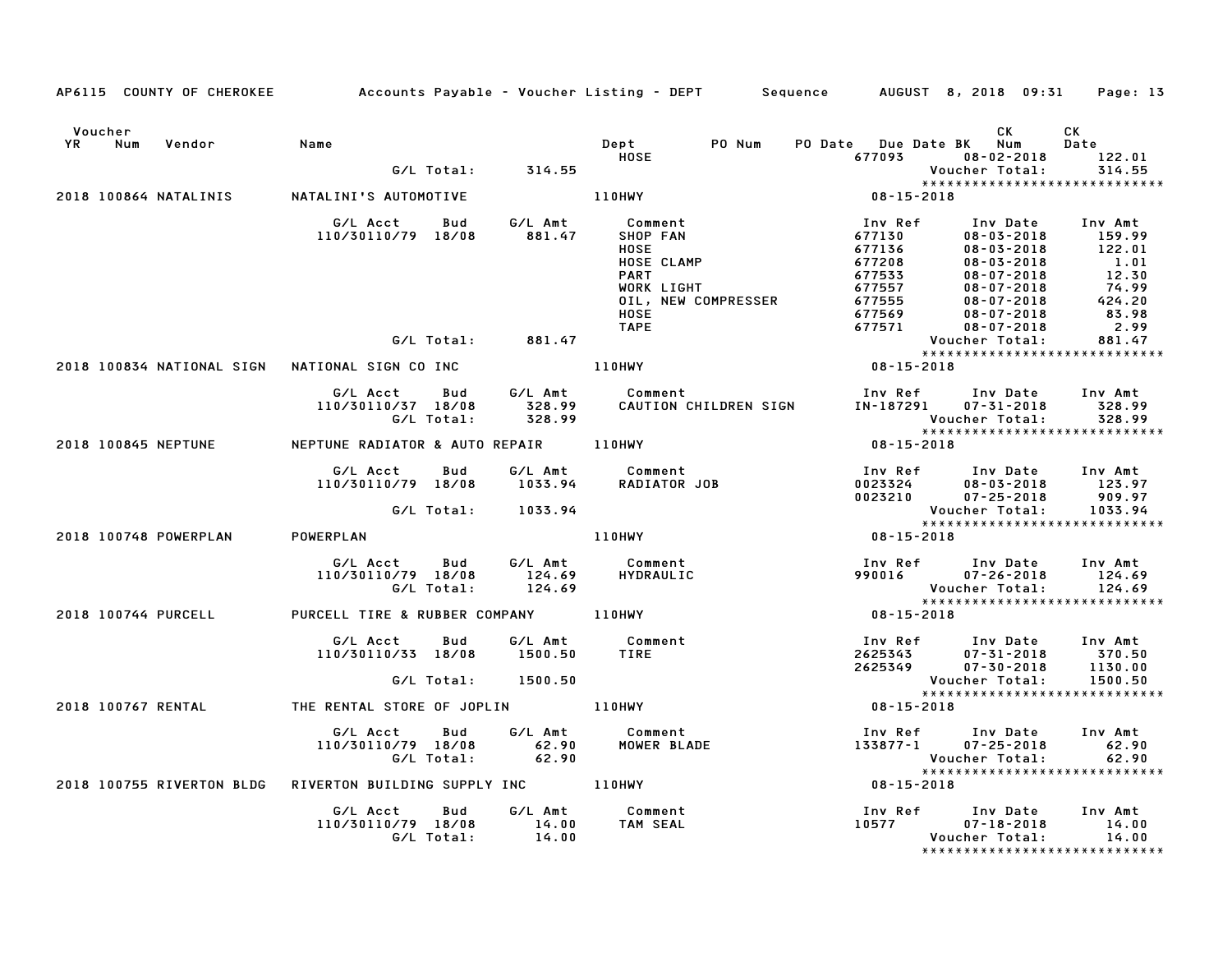AP6115 COUNTY OF CHEROKEE    Accounts Payable - Voucher Listing - DEPT    Sequence    AUGUST 8, 2018 09:31

| Voucher YR | Num | Vendor | Name | Dept | PO Num | PO Date | Due Date BK | CK Num | CK Date |
|---|---|---|---|---|---|---|---|---|---|

| | | | | HOSE | 677093 | 08-02-2018 | 122.01 |
|---|---|---|---|---|---|---|---|
| | G/L Total: | | 314.55 | | | Voucher Total: | 314.55 |

*****************************

**2018 100864 NATALINIS** — NATALINI'S AUTOMOTIVE — 110HWY — 08-15-2018

| G/L Acct | Bud | G/L Amt | Comment | Inv Ref | Inv Date | Inv Amt |
|---|---|---|---|---|---|---|
| 110/30110/79 | 18/08 | 881.47 | SHOP FAN | 677130 | 08-03-2018 | 159.99 |
| | | | HOSE | 677136 | 08-03-2018 | 122.01 |
| | | | HOSE CLAMP | 677208 | 08-03-2018 | 1.01 |
| | | | PART | 677533 | 08-07-2018 | 12.30 |
| | | | WORK LIGHT | 677557 | 08-07-2018 | 74.99 |
| | | | OIL, NEW COMPRESSER | 677555 | 08-07-2018 | 424.20 |
| | | | HOSE | 677569 | 08-07-2018 | 83.98 |
| | | | TAPE | 677571 | 08-07-2018 | 2.99 |
| G/L Total: | | 881.47 | | | Voucher Total: | 881.47 |

*****************************

**2018 100834 NATIONAL SIGN** — NATIONAL SIGN CO INC — 110HWY — 08-15-2018

| G/L Acct | Bud | G/L Amt | Comment | Inv Ref | Inv Date | Inv Amt |
|---|---|---|---|---|---|---|
| 110/30110/37 | 18/08 | 328.99 | CAUTION CHILDREN SIGN | IN-187291 | 07-31-2018 | 328.99 |
| G/L Total: | | 328.99 | | | Voucher Total: | 328.99 |

*****************************

**2018 100845 NEPTUNE** — NEPTUNE RADIATOR & AUTO REPAIR — 110HWY — 08-15-2018

| G/L Acct | Bud | G/L Amt | Comment | Inv Ref | Inv Date | Inv Amt |
|---|---|---|---|---|---|---|
| 110/30110/79 | 18/08 | 1033.94 | RADIATOR JOB | 0023324 | 08-03-2018 | 123.97 |
| | | | | 0023210 | 07-25-2018 | 909.97 |
| G/L Total: | | 1033.94 | | | Voucher Total: | 1033.94 |

*****************************

**2018 100748 POWERPLAN** — POWERPLAN — 110HWY — 08-15-2018

| G/L Acct | Bud | G/L Amt | Comment | Inv Ref | Inv Date | Inv Amt |
|---|---|---|---|---|---|---|
| 110/30110/79 | 18/08 | 124.69 | HYDRAULIC | 990016 | 07-26-2018 | 124.69 |
| G/L Total: | | 124.69 | | | Voucher Total: | 124.69 |

*****************************

**2018 100744 PURCELL** — PURCELL TIRE & RUBBER COMPANY — 110HWY — 08-15-2018

| G/L Acct | Bud | G/L Amt | Comment | Inv Ref | Inv Date | Inv Amt |
|---|---|---|---|---|---|---|
| 110/30110/33 | 18/08 | 1500.50 | TIRE | 2625343 | 07-31-2018 | 370.50 |
| | | | | 2625349 | 07-30-2018 | 1130.00 |
| G/L Total: | | 1500.50 | | | Voucher Total: | 1500.50 |

*****************************

**2018 100767 RENTAL** — THE RENTAL STORE OF JOPLIN — 110HWY — 08-15-2018

| G/L Acct | Bud | G/L Amt | Comment | Inv Ref | Inv Date | Inv Amt |
|---|---|---|---|---|---|---|
| 110/30110/79 | 18/08 | 62.90 | MOWER BLADE | 133877-1 | 07-25-2018 | 62.90 |
| G/L Total: | | 62.90 | | | Voucher Total: | 62.90 |

*****************************

**2018 100755 RIVERTON BLDG** — RIVERTON BUILDING SUPPLY INC — 110HWY — 08-15-2018

| G/L Acct | Bud | G/L Amt | Comment | Inv Ref | Inv Date | Inv Amt |
|---|---|---|---|---|---|---|
| 110/30110/79 | 18/08 | 14.00 | TAM SEAL | 10577 | 07-18-2018 | 14.00 |
| G/L Total: | | 14.00 | | | Voucher Total: | 14.00 |

*****************************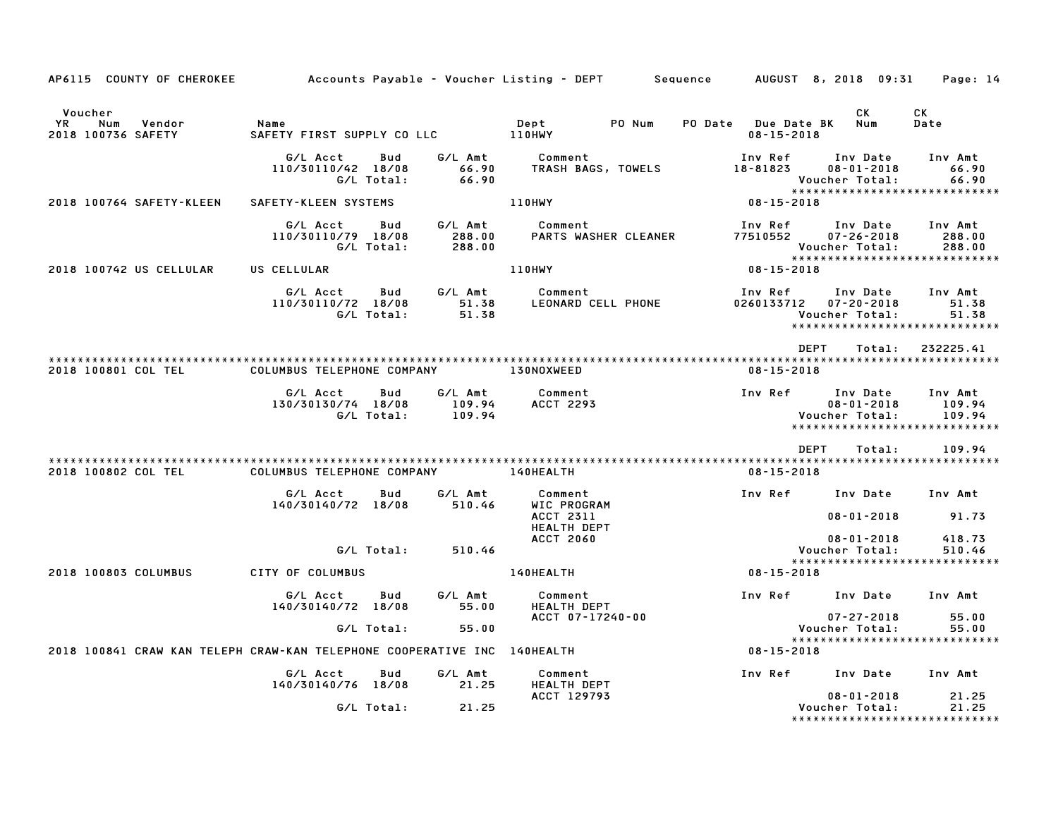AP6115 COUNTY OF CHEROKEE Accounts Payable - Voucher Listing - DEPT Sequence AUGUST 8, 2018 09:31 Page: 14

| Voucher YR | Num | Vendor | Name | Dept | PO Num | PO Date | Due Date BK | CK Num | CK Date |
|---|---|---|---|---|---|---|---|---|---|
| 2018 | 100736 | SAFETY | SAFETY FIRST SUPPLY CO LLC | 110HWY | | | 08-15-2018 | | |

| G/L Acct | Bud | G/L Amt | Comment | Inv Ref | Inv Date | Inv Amt |
|---|---|---|---|---|---|---|
| 110/30110/42 | 18/08 | 66.90 | TRASH BAGS, TOWELS | 18-81823 | 08-01-2018 | 66.90 |
| | G/L Total: | 66.90 | | | Voucher Total: | 66.90 |

*****************************

| Voucher YR | Num | Vendor | Name | Dept | Due Date BK |
|---|---|---|---|---|---|
| 2018 | 100764 | SAFETY-KLEEN | SAFETY-KLEEN SYSTEMS | 110HWY | 08-15-2018 |

| G/L Acct | Bud | G/L Amt | Comment | Inv Ref | Inv Date | Inv Amt |
|---|---|---|---|---|---|---|
| 110/30110/79 | 18/08 | 288.00 | PARTS WASHER CLEANER | 77510552 | 07-26-2018 | 288.00 |
| | G/L Total: | 288.00 | | | Voucher Total: | 288.00 |

*****************************

| Voucher YR | Num | Vendor | Name | Dept | Due Date BK |
|---|---|---|---|---|---|
| 2018 | 100742 | US CELLULAR | US CELLULAR | 110HWY | 08-15-2018 |

| G/L Acct | Bud | G/L Amt | Comment | Inv Ref | Inv Date | Inv Amt |
|---|---|---|---|---|---|---|
| 110/30110/72 | 18/08 | 51.38 | LEONARD CELL PHONE | 0260133712 | 07-20-2018 | 51.38 |
| | G/L Total: | 51.38 | | | Voucher Total: | 51.38 |

*****************************

DEPT Total: 232225.41

*****************************************************************************************************************************

| Voucher YR | Num | Vendor | Name | Dept | Due Date BK |
|---|---|---|---|---|---|
| 2018 | 100801 | COL TEL | COLUMBUS TELEPHONE COMPANY | 130NOXWEED | 08-15-2018 |

| G/L Acct | Bud | G/L Amt | Comment | Inv Ref | Inv Date | Inv Amt |
|---|---|---|---|---|---|---|
| 130/30130/74 | 18/08 | 109.94 | ACCT 2293 | | 08-01-2018 | 109.94 |
| | G/L Total: | 109.94 | | | Voucher Total: | 109.94 |

*****************************

DEPT Total: 109.94

*****************************************************************************************************************************

| Voucher YR | Num | Vendor | Name | Dept | Due Date BK |
|---|---|---|---|---|---|
| 2018 | 100802 | COL TEL | COLUMBUS TELEPHONE COMPANY | 140HEALTH | 08-15-2018 |

| G/L Acct | Bud | G/L Amt | Comment | Inv Ref | Inv Date | Inv Amt |
|---|---|---|---|---|---|---|
| 140/30140/72 | 18/08 | 510.46 | WIC PROGRAM | | | |
| | | | ACCT 2311 | | 08-01-2018 | 91.73 |
| | | | HEALTH DEPT | | | |
| | | | ACCT 2060 | | 08-01-2018 | 418.73 |
| | G/L Total: | 510.46 | | | Voucher Total: | 510.46 |

*****************************

| Voucher YR | Num | Vendor | Name | Dept | Due Date BK |
|---|---|---|---|---|---|
| 2018 | 100803 | COLUMBUS | CITY OF COLUMBUS | 140HEALTH | 08-15-2018 |

| G/L Acct | Bud | G/L Amt | Comment | Inv Ref | Inv Date | Inv Amt |
|---|---|---|---|---|---|---|
| 140/30140/72 | 18/08 | 55.00 | HEALTH DEPT | | | |
| | | | ACCT 07-17240-00 | | 07-27-2018 | 55.00 |
| | G/L Total: | 55.00 | | | Voucher Total: | 55.00 |

*****************************

| Voucher YR | Num | Vendor | Name | Dept | Due Date BK |
|---|---|---|---|---|---|
| 2018 | 100841 | CRAW KAN TELEPH | CRAW-KAN TELEPHONE COOPERATIVE INC | 140HEALTH | 08-15-2018 |

| G/L Acct | Bud | G/L Amt | Comment | Inv Ref | Inv Date | Inv Amt |
|---|---|---|---|---|---|---|
| 140/30140/76 | 18/08 | 21.25 | HEALTH DEPT | | | |
| | | | ACCT 129793 | | 08-01-2018 | 21.25 |
| | G/L Total: | 21.25 | | | Voucher Total: | 21.25 |

*****************************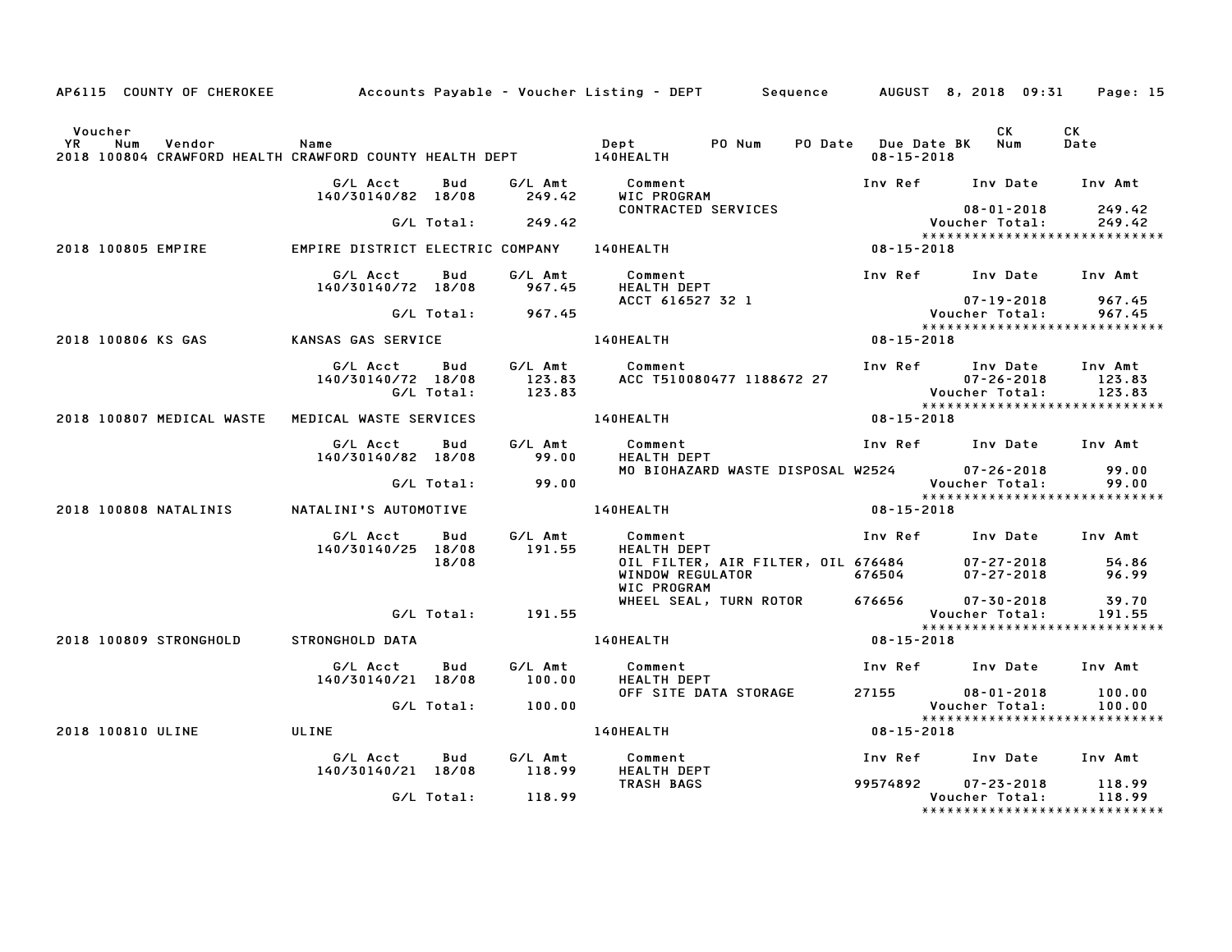AP6115 COUNTY OF CHEROKEE — Accounts Payable - Voucher Listing - DEPT — Sequence — AUGUST 8, 2018 09:31

| Voucher YR | Num | Vendor | Name | Dept | PO Num | PO Date | Due Date BK | CK Num | CK Date |
|---|---|---|---|---|---|---|---|---|---|
| 2018 | 100804 | CRAWFORD HEALTH | CRAWFORD COUNTY HEALTH DEPT | 140HEALTH | | | 08-15-2018 | | |

| G/L Acct | Bud | G/L Amt | Comment | Inv Ref | Inv Date | Inv Amt |
|---|---|---|---|---|---|---|
| 140/30140/82 | 18/08 | 249.42 | WIC PROGRAM | | | |
| | | | CONTRACTED SERVICES | | 08-01-2018 | 249.42 |
| | G/L Total: | 249.42 | | | Voucher Total: | 249.42 |

| Voucher YR | Num | Vendor | Name | Dept | Due Date BK |
|---|---|---|---|---|---|
| 2018 | 100805 | EMPIRE | EMPIRE DISTRICT ELECTRIC COMPANY | 140HEALTH | 08-15-2018 |

| G/L Acct | Bud | G/L Amt | Comment | Inv Ref | Inv Date | Inv Amt |
|---|---|---|---|---|---|---|
| 140/30140/72 | 18/08 | 967.45 | HEALTH DEPT | | | |
| | | | ACCT 616527 32 1 | | 07-19-2018 | 967.45 |
| | G/L Total: | 967.45 | | | Voucher Total: | 967.45 |

| Voucher YR | Num | Vendor | Name | Dept | Due Date BK |
|---|---|---|---|---|---|
| 2018 | 100806 | KS GAS | KANSAS GAS SERVICE | 140HEALTH | 08-15-2018 |

| G/L Acct | Bud | G/L Amt | Comment | Inv Ref | Inv Date | Inv Amt |
|---|---|---|---|---|---|---|
| 140/30140/72 | 18/08 | 123.83 | ACC T510080477 1188672 27 | | 07-26-2018 | 123.83 |
| | G/L Total: | 123.83 | | | Voucher Total: | 123.83 |

| Voucher YR | Num | Vendor | Name | Dept | Due Date BK |
|---|---|---|---|---|---|
| 2018 | 100807 | MEDICAL WASTE | MEDICAL WASTE SERVICES | 140HEALTH | 08-15-2018 |

| G/L Acct | Bud | G/L Amt | Comment | Inv Ref | Inv Date | Inv Amt |
|---|---|---|---|---|---|---|
| 140/30140/82 | 18/08 | 99.00 | HEALTH DEPT | | | |
| | | | MO BIOHAZARD WASTE DISPOSAL | W2524 | 07-26-2018 | 99.00 |
| | G/L Total: | 99.00 | | | Voucher Total: | 99.00 |

| Voucher YR | Num | Vendor | Name | Dept | Due Date BK |
|---|---|---|---|---|---|
| 2018 | 100808 | NATALINIS | NATALINI'S AUTOMOTIVE | 140HEALTH | 08-15-2018 |

| G/L Acct | Bud | G/L Amt | Comment | Inv Ref | Inv Date | Inv Amt |
|---|---|---|---|---|---|---|
| 140/30140/25 | 18/08 | 191.55 | HEALTH DEPT | | | |
| | 18/08 | | OIL FILTER, AIR FILTER, OIL | 676484 | 07-27-2018 | 54.86 |
| | | | WINDOW REGULATOR | 676504 | 07-27-2018 | 96.99 |
| | | | WIC PROGRAM | | | |
| | | | WHEEL SEAL, TURN ROTOR | 676656 | 07-30-2018 | 39.70 |
| | G/L Total: | 191.55 | | | Voucher Total: | 191.55 |

| Voucher YR | Num | Vendor | Name | Dept | Due Date BK |
|---|---|---|---|---|---|
| 2018 | 100809 | STRONGHOLD | STRONGHOLD DATA | 140HEALTH | 08-15-2018 |

| G/L Acct | Bud | G/L Amt | Comment | Inv Ref | Inv Date | Inv Amt |
|---|---|---|---|---|---|---|
| 140/30140/21 | 18/08 | 100.00 | HEALTH DEPT | | | |
| | | | OFF SITE DATA STORAGE | 27155 | 08-01-2018 | 100.00 |
| | G/L Total: | 100.00 | | | Voucher Total: | 100.00 |

| Voucher YR | Num | Vendor | Name | Dept | Due Date BK |
|---|---|---|---|---|---|
| 2018 | 100810 | ULINE | ULINE | 140HEALTH | 08-15-2018 |

| G/L Acct | Bud | G/L Amt | Comment | Inv Ref | Inv Date | Inv Amt |
|---|---|---|---|---|---|---|
| 140/30140/21 | 18/08 | 118.99 | HEALTH DEPT | | | |
| | | | TRASH BAGS | 99574892 | 07-23-2018 | 118.99 |
| | G/L Total: | 118.99 | | | Voucher Total: | 118.99 |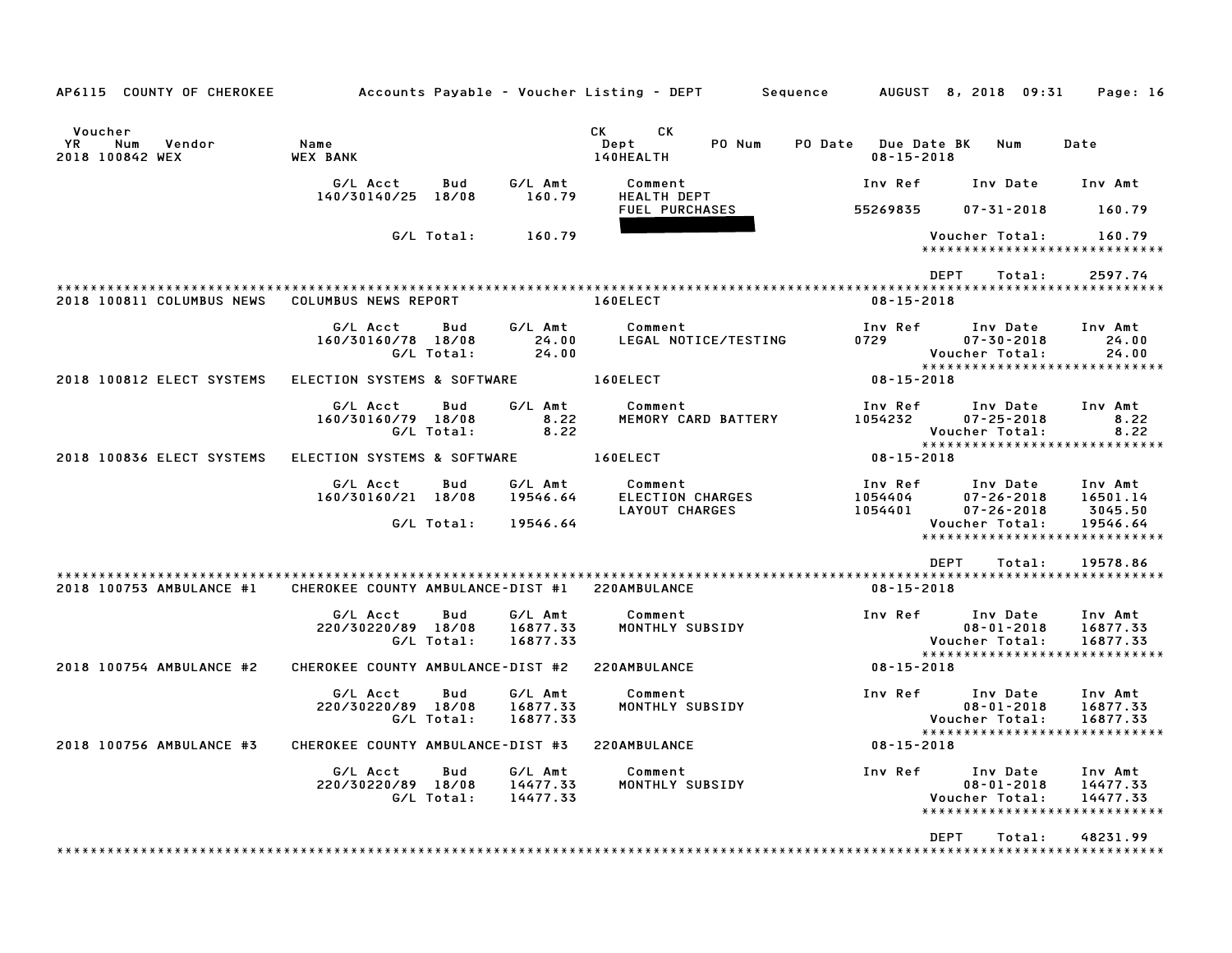AP6115 COUNTY OF CHEROKEE — Accounts Payable - Voucher Listing - DEPT — Sequence — AUGUST 8, 2018 09:31

| Voucher YR Num Vendor | Name | CK Dept | CK PO Num | PO Date | Due Date BK | Num | Date |
|---|---|---|---|---|---|---|---|
| 2018 100842 WEX | WEX BANK | 140HEALTH | | | 08-15-2018 | | |

| G/L Acct | Bud | G/L Amt | Comment | Inv Ref | Inv Date | Inv Amt |
|---|---|---|---|---|---|---|
| 140/30140/25 | 18/08 | 160.79 | HEALTH DEPT | | | |
| | | | FUEL PURCHASES | 55269835 | 07-31-2018 | 160.79 |
| | G/L Total: | 160.79 | | | Voucher Total: | 160.79 |

DEPT Total: 2597.74

---

**2018 100811 COLUMBUS NEWS** — COLUMBUS NEWS REPORT — 160ELECT — 08-15-2018

| G/L Acct | Bud | G/L Amt | Comment | Inv Ref | Inv Date | Inv Amt |
|---|---|---|---|---|---|---|
| 160/30160/78 | 18/08 | 24.00 | LEGAL NOTICE/TESTING | 0729 | 07-30-2018 | 24.00 |
| | G/L Total: | 24.00 | | | Voucher Total: | 24.00 |

**2018 100812 ELECT SYSTEMS** — ELECTION SYSTEMS & SOFTWARE — 160ELECT — 08-15-2018

| G/L Acct | Bud | G/L Amt | Comment | Inv Ref | Inv Date | Inv Amt |
|---|---|---|---|---|---|---|
| 160/30160/79 | 18/08 | 8.22 | MEMORY CARD BATTERY | 1054232 | 07-25-2018 | 8.22 |
| | G/L Total: | 8.22 | | | Voucher Total: | 8.22 |

**2018 100836 ELECT SYSTEMS** — ELECTION SYSTEMS & SOFTWARE — 160ELECT — 08-15-2018

| G/L Acct | Bud | G/L Amt | Comment | Inv Ref | Inv Date | Inv Amt |
|---|---|---|---|---|---|---|
| 160/30160/21 | 18/08 | 19546.64 | ELECTION CHARGES | 1054404 | 07-26-2018 | 16501.14 |
| | | | LAYOUT CHARGES | 1054401 | 07-26-2018 | 3045.50 |
| | G/L Total: | 19546.64 | | | Voucher Total: | 19546.64 |

DEPT Total: 19578.86

---

**2018 100753 AMBULANCE #1** — CHEROKEE COUNTY AMBULANCE-DIST #1 — 220AMBULANCE — 08-15-2018

| G/L Acct | Bud | G/L Amt | Comment | Inv Ref | Inv Date | Inv Amt |
|---|---|---|---|---|---|---|
| 220/30220/89 | 18/08 | 16877.33 | MONTHLY SUBSIDY | | 08-01-2018 | 16877.33 |
| | G/L Total: | 16877.33 | | | Voucher Total: | 16877.33 |

**2018 100754 AMBULANCE #2** — CHEROKEE COUNTY AMBULANCE-DIST #2 — 220AMBULANCE — 08-15-2018

| G/L Acct | Bud | G/L Amt | Comment | Inv Ref | Inv Date | Inv Amt |
|---|---|---|---|---|---|---|
| 220/30220/89 | 18/08 | 16877.33 | MONTHLY SUBSIDY | | 08-01-2018 | 16877.33 |
| | G/L Total: | 16877.33 | | | Voucher Total: | 16877.33 |

**2018 100756 AMBULANCE #3** — CHEROKEE COUNTY AMBULANCE-DIST #3 — 220AMBULANCE — 08-15-2018

| G/L Acct | Bud | G/L Amt | Comment | Inv Ref | Inv Date | Inv Amt |
|---|---|---|---|---|---|---|
| 220/30220/89 | 18/08 | 14477.33 | MONTHLY SUBSIDY | | 08-01-2018 | 14477.33 |
| | G/L Total: | 14477.33 | | | Voucher Total: | 14477.33 |

DEPT Total: 48231.99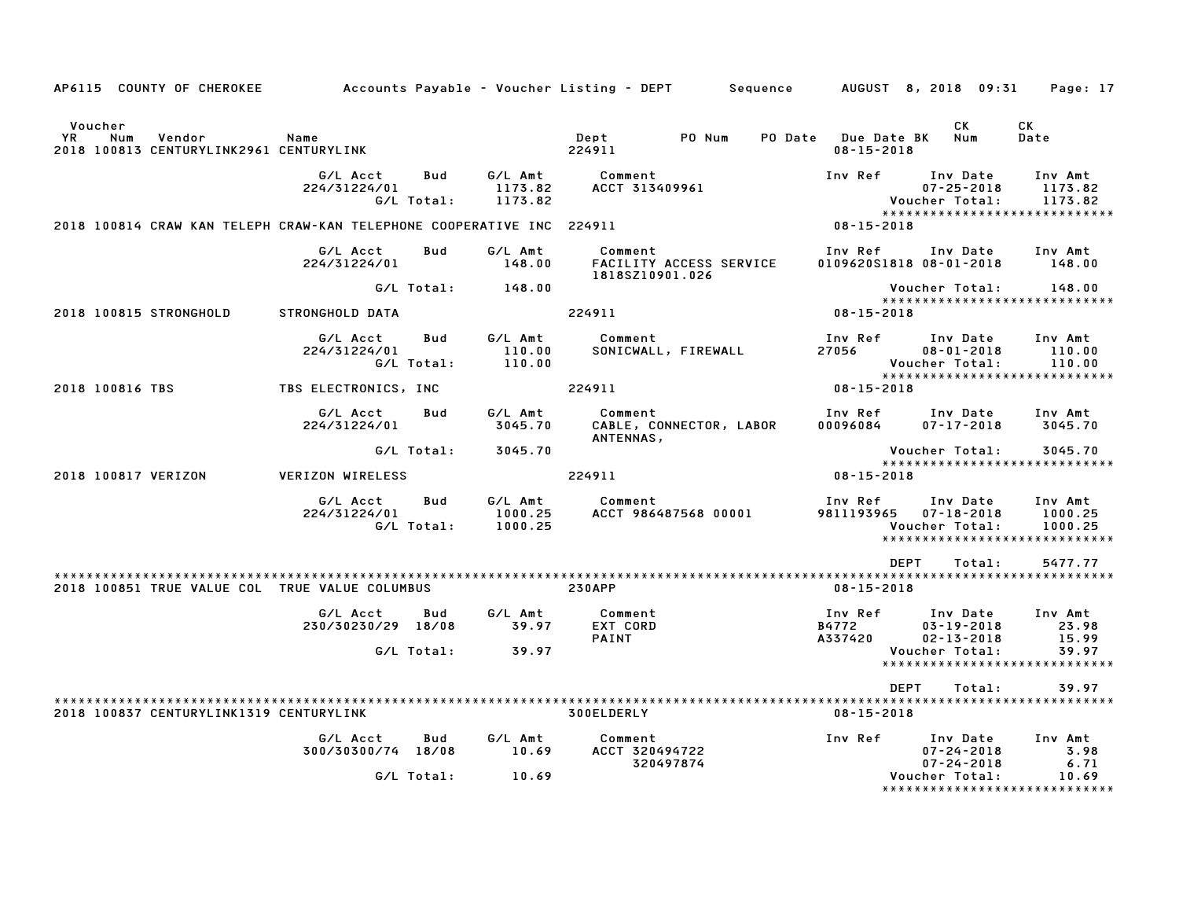AP6115 COUNTY OF CHEROKEE — Accounts Payable - Voucher Listing - DEPT — Sequence — AUGUST 8, 2018 09:31

| Voucher YR | Num | Vendor | Name | Dept | PO Num | PO Date | Due Date BK | CK Num | CK Date |
|---|---|---|---|---|---|---|---|---|---|
| 2018 | 100813 | CENTURYLINK2961 | CENTURYLINK | 224911 | | | 08-15-2018 | | |

| G/L Acct | Bud | G/L Amt | Comment | Inv Ref | Inv Date | Inv Amt |
|---|---|---|---|---|---|---|
| 224/31224/01 | | 1173.82 | ACCT 313409961 | | 07-25-2018 | 1173.82 |
| | G/L Total: | 1173.82 | | | Voucher Total: | 1173.82 |

****************************

| Voucher YR | Num | Vendor | Name | Dept | PO Num | PO Date | Due Date BK | CK Num | CK Date |
|---|---|---|---|---|---|---|---|---|---|
| 2018 | 100814 | CRAW KAN TELEPH | CRAW-KAN TELEPHONE COOPERATIVE INC | 224911 | | | 08-15-2018 | | |

| G/L Acct | Bud | G/L Amt | Comment | Inv Ref | Inv Date | Inv Amt |
|---|---|---|---|---|---|---|
| 224/31224/01 | | 148.00 | FACILITY ACCESS SERVICE 1818SZ10901.026 | 0109620S1818 | 08-01-2018 | 148.00 |
| | G/L Total: | 148.00 | | | Voucher Total: | 148.00 |

****************************

| Voucher YR | Num | Vendor | Name | Dept | PO Num | PO Date | Due Date BK | CK Num | CK Date |
|---|---|---|---|---|---|---|---|---|---|
| 2018 | 100815 | STRONGHOLD | STRONGHOLD DATA | 224911 | | | 08-15-2018 | | |

| G/L Acct | Bud | G/L Amt | Comment | Inv Ref | Inv Date | Inv Amt |
|---|---|---|---|---|---|---|
| 224/31224/01 | | 110.00 | SONICWALL, FIREWALL | 27056 | 08-01-2018 | 110.00 |
| | G/L Total: | 110.00 | | | Voucher Total: | 110.00 |

****************************

| Voucher YR | Num | Vendor | Name | Dept | PO Num | PO Date | Due Date BK | CK Num | CK Date |
|---|---|---|---|---|---|---|---|---|---|
| 2018 | 100816 | TBS | TBS ELECTRONICS, INC | 224911 | | | 08-15-2018 | | |

| G/L Acct | Bud | G/L Amt | Comment | Inv Ref | Inv Date | Inv Amt |
|---|---|---|---|---|---|---|
| 224/31224/01 | | 3045.70 | CABLE, CONNECTOR, LABOR ANTENNAS, | 00096084 | 07-17-2018 | 3045.70 |
| | G/L Total: | 3045.70 | | | Voucher Total: | 3045.70 |

****************************

| Voucher YR | Num | Vendor | Name | Dept | PO Num | PO Date | Due Date BK | CK Num | CK Date |
|---|---|---|---|---|---|---|---|---|---|
| 2018 | 100817 | VERIZON | VERIZON WIRELESS | 224911 | | | 08-15-2018 | | |

| G/L Acct | Bud | G/L Amt | Comment | Inv Ref | Inv Date | Inv Amt |
|---|---|---|---|---|---|---|
| 224/31224/01 | | 1000.25 | ACCT 986487568 00001 | 9811193965 | 07-18-2018 | 1000.25 |
| | G/L Total: | 1000.25 | | | Voucher Total: | 1000.25 |

****************************

DEPT Total: 5477.77

****************************

| Voucher YR | Num | Vendor | Name | Dept | PO Num | PO Date | Due Date BK | CK Num | CK Date |
|---|---|---|---|---|---|---|---|---|---|
| 2018 | 100851 | TRUE VALUE COL | TRUE VALUE COLUMBUS | 230APP | | | 08-15-2018 | | |

| G/L Acct | Bud | G/L Amt | Comment | Inv Ref | Inv Date | Inv Amt |
|---|---|---|---|---|---|---|
| 230/30230/29 | 18/08 | 39.97 | EXT CORD | B4772 | 03-19-2018 | 23.98 |
| | | | PAINT | A337420 | 02-13-2018 | 15.99 |
| | G/L Total: | 39.97 | | | Voucher Total: | 39.97 |

****************************

DEPT Total: 39.97

****************************

| Voucher YR | Num | Vendor | Name | Dept | PO Num | PO Date | Due Date BK | CK Num | CK Date |
|---|---|---|---|---|---|---|---|---|---|
| 2018 | 100837 | CENTURYLINK1319 | CENTURYLINK | 300ELDERLY | | | 08-15-2018 | | |

| G/L Acct | Bud | G/L Amt | Comment | Inv Ref | Inv Date | Inv Amt |
|---|---|---|---|---|---|---|
| 300/30300/74 | 18/08 | 10.69 | ACCT 320494722 | | 07-24-2018 | 3.98 |
| | | | 320497874 | | 07-24-2018 | 6.71 |
| | G/L Total: | 10.69 | | | Voucher Total: | 10.69 |

****************************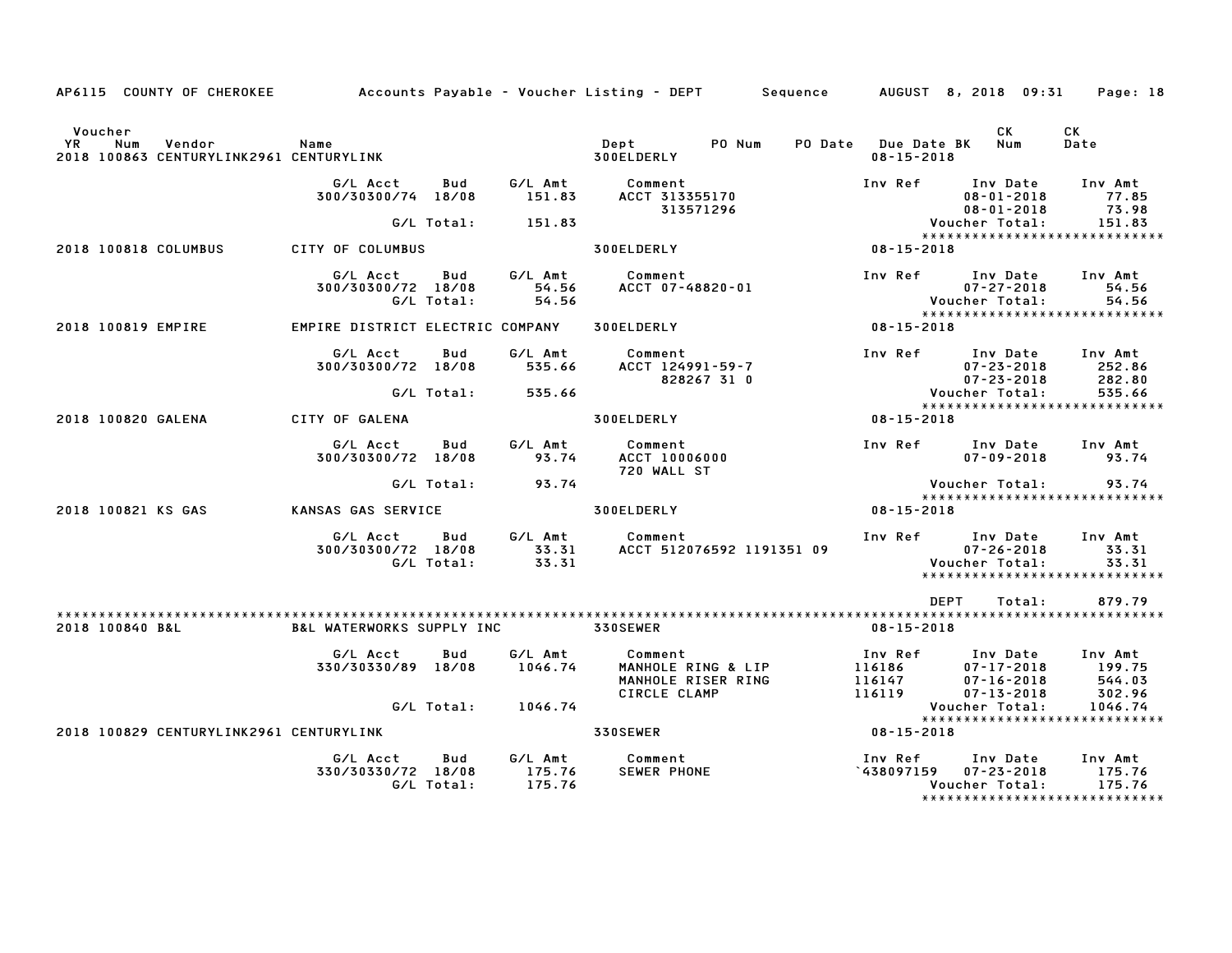AP6115 COUNTY OF CHEROKEE Accounts Payable - Voucher Listing - DEPT Sequence AUGUST 8, 2018 09:31

| Voucher YR | Num | Vendor | Name | Dept | PO Num | PO Date | Due Date BK | CK Num | CK Date |
|---|---|---|---|---|---|---|---|---|---|
| 2018 | 100863 | CENTURYLINK2961 | CENTURYLINK | 300ELDERLY | | | 08-15-2018 | | |

| G/L Acct | Bud | G/L Amt | Comment | Inv Ref | Inv Date | Inv Amt |
|---|---|---|---|---|---|---|
| 300/30300/74 | 18/08 | 151.83 | ACCT 313355170 | | 08-01-2018 | 77.85 |
| | | | 313571296 | | 08-01-2018 | 73.98 |
| | G/L Total: | 151.83 | | | Voucher Total: | 151.83 |

*****************************

| 2018 | 100818 | COLUMBUS | CITY OF COLUMBUS | 300ELDERLY | 08-15-2018 |
|---|---|---|---|---|---|

| G/L Acct | Bud | G/L Amt | Comment | Inv Ref | Inv Date | Inv Amt |
|---|---|---|---|---|---|---|
| 300/30300/72 | 18/08 | 54.56 | ACCT 07-48820-01 | | 07-27-2018 | 54.56 |
| | G/L Total: | 54.56 | | | Voucher Total: | 54.56 |

*****************************

| 2018 | 100819 | EMPIRE | EMPIRE DISTRICT ELECTRIC COMPANY | 300ELDERLY | 08-15-2018 |
|---|---|---|---|---|---|

| G/L Acct | Bud | G/L Amt | Comment | Inv Ref | Inv Date | Inv Amt |
|---|---|---|---|---|---|---|
| 300/30300/72 | 18/08 | 535.66 | ACCT 124991-59-7 | | 07-23-2018 | 252.86 |
| | | | 828267 31 0 | | 07-23-2018 | 282.80 |
| | G/L Total: | 535.66 | | | Voucher Total: | 535.66 |

*****************************

| 2018 | 100820 | GALENA | CITY OF GALENA | 300ELDERLY | 08-15-2018 |
|---|---|---|---|---|---|

| G/L Acct | Bud | G/L Amt | Comment | Inv Ref | Inv Date | Inv Amt |
|---|---|---|---|---|---|---|
| 300/30300/72 | 18/08 | 93.74 | ACCT 10006000 | | 07-09-2018 | 93.74 |
| | | | 720 WALL ST | | | |
| | G/L Total: | 93.74 | | | Voucher Total: | 93.74 |

*****************************

| 2018 | 100821 | KS GAS | KANSAS GAS SERVICE | 300ELDERLY | 08-15-2018 |
|---|---|---|---|---|---|

| G/L Acct | Bud | G/L Amt | Comment | Inv Ref | Inv Date | Inv Amt |
|---|---|---|---|---|---|---|
| 300/30300/72 | 18/08 | 33.31 | ACCT 512076592 1191351 09 | | 07-26-2018 | 33.31 |
| | G/L Total: | 33.31 | | | Voucher Total: | 33.31 |

*****************************

DEPT Total: 879.79

*****************************************************************************************************************

| 2018 | 100840 | B&L | B&L WATERWORKS SUPPLY INC | 330SEWER | 08-15-2018 |
|---|---|---|---|---|---|

| G/L Acct | Bud | G/L Amt | Comment | Inv Ref | Inv Date | Inv Amt |
|---|---|---|---|---|---|---|
| 330/30330/89 | 18/08 | 1046.74 | MANHOLE RING & LIP | 116186 | 07-17-2018 | 199.75 |
| | | | MANHOLE RISER RING | 116147 | 07-16-2018 | 544.03 |
| | | | CIRCLE CLAMP | 116119 | 07-13-2018 | 302.96 |
| | G/L Total: | 1046.74 | | | Voucher Total: | 1046.74 |

*****************************

| 2018 | 100829 | CENTURYLINK2961 | CENTURYLINK | 330SEWER | 08-15-2018 |
|---|---|---|---|---|---|

| G/L Acct | Bud | G/L Amt | Comment | Inv Ref | Inv Date | Inv Amt |
|---|---|---|---|---|---|---|
| 330/30330/72 | 18/08 | 175.76 | SEWER PHONE | `438097159 | 07-23-2018 | 175.76 |
| | G/L Total: | 175.76 | | | Voucher Total: | 175.76 |

*****************************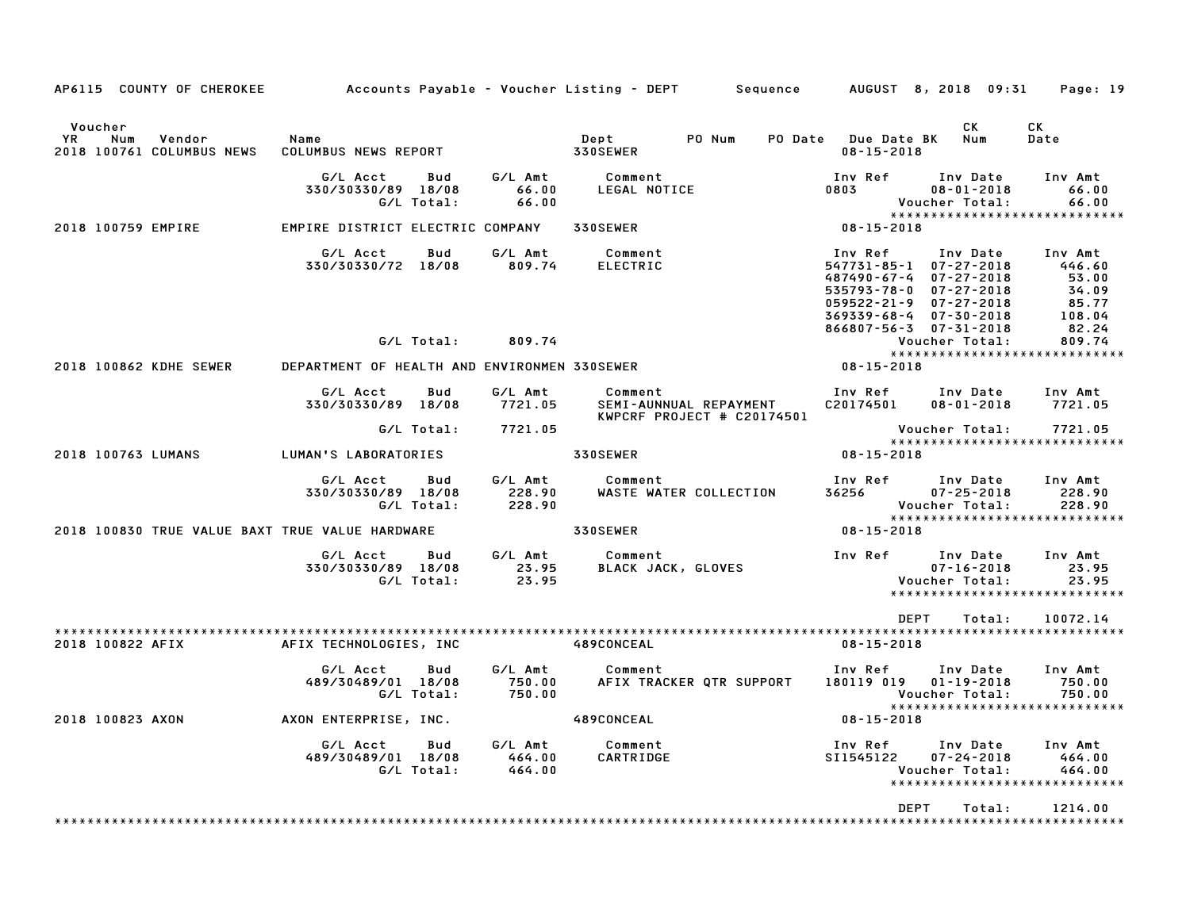AP6115 COUNTY OF CHEROKEE — Accounts Payable - Voucher Listing - DEPT — Sequence — AUGUST 8, 2018 09:31

| Voucher YR | Num | Vendor | Name | Dept | PO Num | PO Date | Due Date BK | CK Num | CK Date |
|---|---|---|---|---|---|---|---|---|---|
| 2018 | 100761 | COLUMBUS NEWS | COLUMBUS NEWS REPORT | 330SEWER | | | 08-15-2018 | | |

| G/L Acct | Bud | G/L Amt | Comment | Inv Ref | Inv Date | Inv Amt |
|---|---|---|---|---|---|---|
| 330/30330/89 | 18/08 | 66.00 | LEGAL NOTICE | 0803 | 08-01-2018 | 66.00 |
| | G/L Total: | 66.00 | | | Voucher Total: | 66.00 |

| YR | Num | Vendor | Name | Dept | Due Date |
|---|---|---|---|---|---|
| 2018 | 100759 | EMPIRE | EMPIRE DISTRICT ELECTRIC COMPANY | 330SEWER | 08-15-2018 |

| G/L Acct | Bud | G/L Amt | Comment | Inv Ref | Inv Date | Inv Amt |
|---|---|---|---|---|---|---|
| 330/30330/72 | 18/08 | 809.74 | ELECTRIC | 547731-85-1 | 07-27-2018 | 446.60 |
| | | | | 487490-67-4 | 07-27-2018 | 53.00 |
| | | | | 535793-78-0 | 07-27-2018 | 34.09 |
| | | | | 059522-21-9 | 07-27-2018 | 85.77 |
| | | | | 369339-68-4 | 07-30-2018 | 108.04 |
| | | | | 866807-56-3 | 07-31-2018 | 82.24 |
| | G/L Total: | 809.74 | | | Voucher Total: | 809.74 |

| YR | Num | Vendor | Name | Dept | Due Date |
|---|---|---|---|---|---|
| 2018 | 100862 | KDHE SEWER | DEPARTMENT OF HEALTH AND ENVIRONMEN | 330SEWER | 08-15-2018 |

| G/L Acct | Bud | G/L Amt | Comment | Inv Ref | Inv Date | Inv Amt |
|---|---|---|---|---|---|---|
| 330/30330/89 | 18/08 | 7721.05 | SEMI-AUNNUAL REPAYMENT KWPCRF PROJECT # C20174501 | C20174501 | 08-01-2018 | 7721.05 |
| | G/L Total: | 7721.05 | | | Voucher Total: | 7721.05 |

| YR | Num | Vendor | Name | Dept | Due Date |
|---|---|---|---|---|---|
| 2018 | 100763 | LUMANS | LUMAN'S LABORATORIES | 330SEWER | 08-15-2018 |

| G/L Acct | Bud | G/L Amt | Comment | Inv Ref | Inv Date | Inv Amt |
|---|---|---|---|---|---|---|
| 330/30330/89 | 18/08 | 228.90 | WASTE WATER COLLECTION | 36256 | 07-25-2018 | 228.90 |
| | G/L Total: | 228.90 | | | Voucher Total: | 228.90 |

| YR | Num | Vendor | Name | Dept | Due Date |
|---|---|---|---|---|---|
| 2018 | 100830 | TRUE VALUE BAXT | TRUE VALUE HARDWARE | 330SEWER | 08-15-2018 |

| G/L Acct | Bud | G/L Amt | Comment | Inv Ref | Inv Date | Inv Amt |
|---|---|---|---|---|---|---|
| 330/30330/89 | 18/08 | 23.95 | BLACK JACK, GLOVES | | 07-16-2018 | 23.95 |
| | G/L Total: | 23.95 | | | Voucher Total: | 23.95 |

DEPT Total: 10072.14

| YR | Num | Vendor | Name | Dept | Due Date |
|---|---|---|---|---|---|
| 2018 | 100822 | AFIX | AFIX TECHNOLOGIES, INC | 489CONCEAL | 08-15-2018 |

| G/L Acct | Bud | G/L Amt | Comment | Inv Ref | Inv Date | Inv Amt |
|---|---|---|---|---|---|---|
| 489/30489/01 | 18/08 | 750.00 | AFIX TRACKER QTR SUPPORT | 180119 019 | 01-19-2018 | 750.00 |
| | G/L Total: | 750.00 | | | Voucher Total: | 750.00 |

| YR | Num | Vendor | Name | Dept | Due Date |
|---|---|---|---|---|---|
| 2018 | 100823 | AXON | AXON ENTERPRISE, INC. | 489CONCEAL | 08-15-2018 |

| G/L Acct | Bud | G/L Amt | Comment | Inv Ref | Inv Date | Inv Amt |
|---|---|---|---|---|---|---|
| 489/30489/01 | 18/08 | 464.00 | CARTRIDGE | SI1545122 | 07-24-2018 | 464.00 |
| | G/L Total: | 464.00 | | | Voucher Total: | 464.00 |

DEPT Total: 1214.00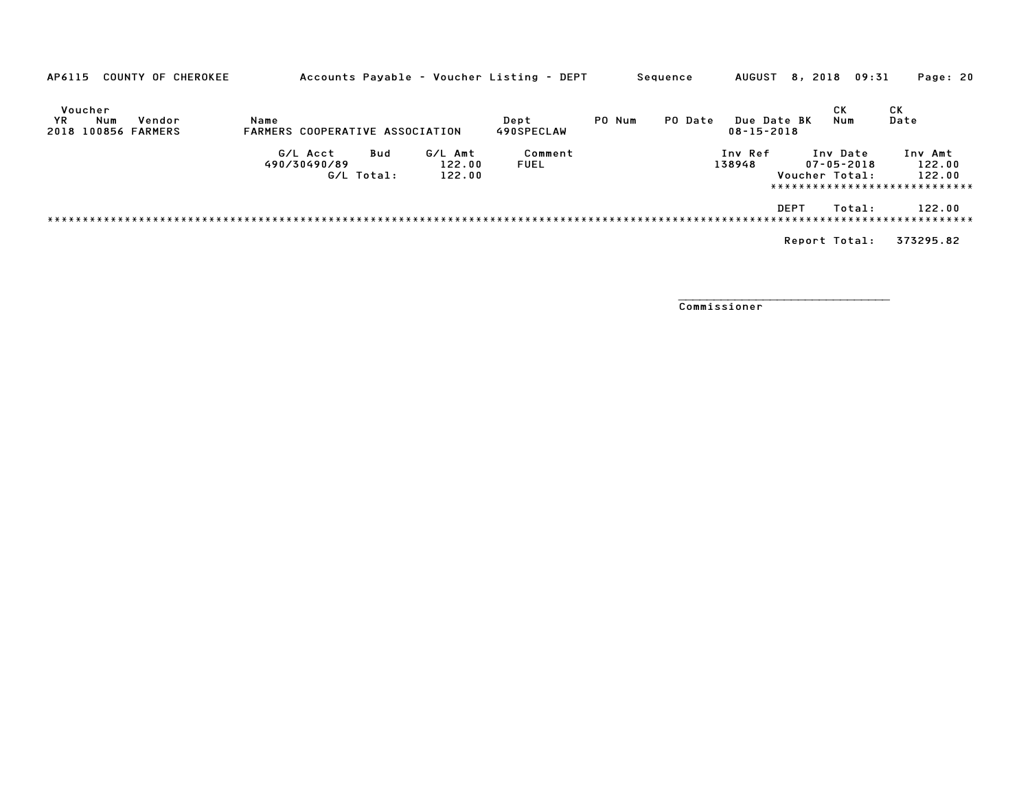AP6115 COUNTY OF CHEROKEE — Accounts Payable - Voucher Listing - DEPT — Sequence — AUGUST 8, 2018 09:31

| Voucher YR | Num | Vendor | Name | Dept | PO Num | PO Date | Due Date BK | CK Num | CK Date |
|---|---|---|---|---|---|---|---|---|---|
| 2018 | 100856 | FARMERS | FARMERS COOPERATIVE ASSOCIATION | 490SPECLAW | | | 08-15-2018 | | |

| G/L Acct | Bud | G/L Amt | Comment | Inv Ref | Inv Date | Inv Amt |
|---|---|---|---|---|---|---|
| 490/30490/89 | | 122.00 | FUEL | 138948 | 07-05-2018 | 122.00 |
| | G/L Total: | 122.00 | | | Voucher Total: | 122.00 |

****************************

DEPT Total: 122.00

******************************************************************************************************************************

Report Total: 373295.82

______________________________
Commissioner